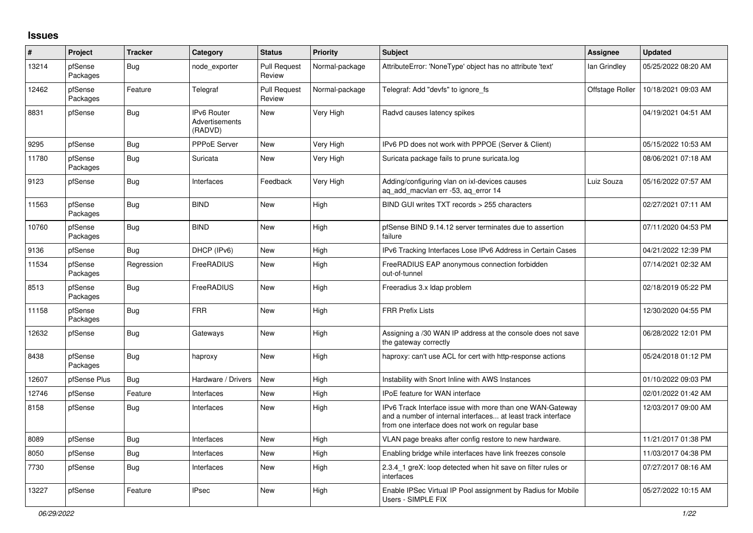## Issues

| # | Project | Tracker | Category | Status | Priority | Subject | Assignee | Updated |
|---|---|---|---|---|---|---|---|---|
| 13214 | pfSense Packages | Bug | node_exporter | Pull Request Review | Normal-package | AttributeError: 'NoneType' object has no attribute 'text' | Ian Grindley | 05/25/2022 08:20 AM |
| 12462 | pfSense Packages | Feature | Telegraf | Pull Request Review | Normal-package | Telegraf: Add "devfs" to ignore_fs | Offstage Roller | 10/18/2021 09:03 AM |
| 8831 | pfSense | Bug | IPv6 Router Advertisements (RADVD) | New | Very High | Radvd causes latency spikes | | 04/19/2021 04:51 AM |
| 9295 | pfSense | Bug | PPPoE Server | New | Very High | IPv6 PD does not work with PPPOE (Server & Client) | | 05/15/2022 10:53 AM |
| 11780 | pfSense Packages | Bug | Suricata | New | Very High | Suricata package fails to prune suricata.log | | 08/06/2021 07:18 AM |
| 9123 | pfSense | Bug | Interfaces | Feedback | Very High | Adding/configuring vlan on ixl-devices causes aq_add_macvlan err -53, aq_error 14 | Luiz Souza | 05/16/2022 07:57 AM |
| 11563 | pfSense Packages | Bug | BIND | New | High | BIND GUI writes TXT records > 255 characters | | 02/27/2021 07:11 AM |
| 10760 | pfSense Packages | Bug | BIND | New | High | pfSense BIND 9.14.12 server terminates due to assertion failure | | 07/11/2020 04:53 PM |
| 9136 | pfSense | Bug | DHCP (IPv6) | New | High | IPv6 Tracking Interfaces Lose IPv6 Address in Certain Cases | | 04/21/2022 12:39 PM |
| 11534 | pfSense Packages | Regression | FreeRADIUS | New | High | FreeRADIUS EAP anonymous connection forbidden out-of-tunnel | | 07/14/2021 02:32 AM |
| 8513 | pfSense Packages | Bug | FreeRADIUS | New | High | Freeradius 3.x ldap problem | | 02/18/2019 05:22 PM |
| 11158 | pfSense Packages | Bug | FRR | New | High | FRR Prefix Lists | | 12/30/2020 04:55 PM |
| 12632 | pfSense | Bug | Gateways | New | High | Assigning a /30 WAN IP address at the console does not save the gateway correctly | | 06/28/2022 12:01 PM |
| 8438 | pfSense Packages | Bug | haproxy | New | High | haproxy: can't use ACL for cert with http-response actions | | 05/24/2018 01:12 PM |
| 12607 | pfSense Plus | Bug | Hardware / Drivers | New | High | Instability with Snort Inline with AWS Instances | | 01/10/2022 09:03 PM |
| 12746 | pfSense | Feature | Interfaces | New | High | IPoE feature for WAN interface | | 02/01/2022 01:42 AM |
| 8158 | pfSense | Bug | Interfaces | New | High | IPv6 Track Interface issue with more than one WAN-Gateway and a number of internal interfaces... at least track interface from one interface does not work on regular base | | 12/03/2017 09:00 AM |
| 8089 | pfSense | Bug | Interfaces | New | High | VLAN page breaks after config restore to new hardware. | | 11/21/2017 01:38 PM |
| 8050 | pfSense | Bug | Interfaces | New | High | Enabling bridge while interfaces have link freezes console | | 11/03/2017 04:38 PM |
| 7730 | pfSense | Bug | Interfaces | New | High | 2.3.4_1 greX: loop detected when hit save on filter rules or interfaces | | 07/27/2017 08:16 AM |
| 13227 | pfSense | Feature | IPsec | New | High | Enable IPSec Virtual IP Pool assignment by Radius for Mobile Users - SIMPLE FIX | | 05/27/2022 10:15 AM |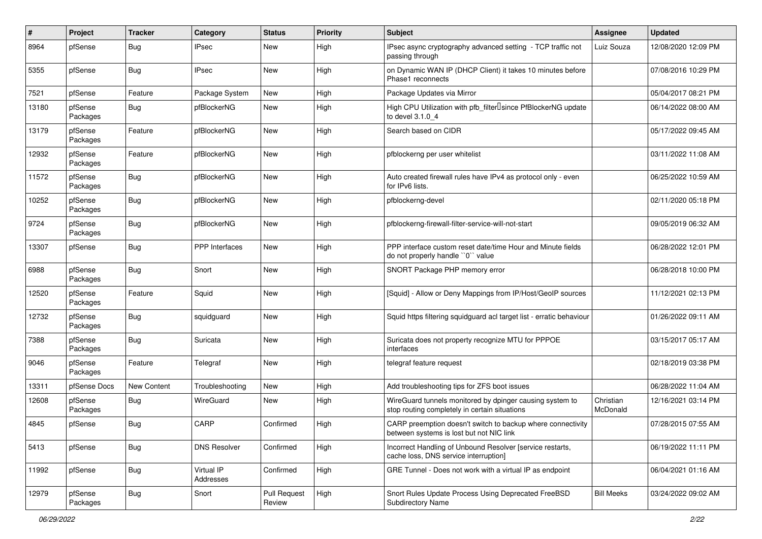| # | Project | Tracker | Category | Status | Priority | Subject | Assignee | Updated |
|---|---|---|---|---|---|---|---|---|
| 8964 | pfSense | Bug | IPsec | New | High | IPsec async cryptography advanced setting - TCP traffic not passing through | Luiz Souza | 12/08/2020 12:09 PM |
| 5355 | pfSense | Bug | IPsec | New | High | on Dynamic WAN IP (DHCP Client) it takes 10 minutes before Phase1 reconnects | | 07/08/2016 10:29 PM |
| 7521 | pfSense | Feature | Package System | New | High | Package Updates via Mirror | | 05/04/2017 08:21 PM |
| 13180 | pfSense Packages | Bug | pfBlockerNG | New | High | High CPU Utilization with pfb_filter since PfBlockerNG update to devel 3.1.0_4 | | 06/14/2022 08:00 AM |
| 13179 | pfSense Packages | Feature | pfBlockerNG | New | High | Search based on CIDR | | 05/17/2022 09:45 AM |
| 12932 | pfSense Packages | Feature | pfBlockerNG | New | High | pfblockerng per user whitelist | | 03/11/2022 11:08 AM |
| 11572 | pfSense Packages | Bug | pfBlockerNG | New | High | Auto created firewall rules have IPv4 as protocol only - even for IPv6 lists. | | 06/25/2022 10:59 AM |
| 10252 | pfSense Packages | Bug | pfBlockerNG | New | High | pfblockerng-devel | | 02/11/2020 05:18 PM |
| 9724 | pfSense Packages | Bug | pfBlockerNG | New | High | pfblockerng-firewall-filter-service-will-not-start | | 09/05/2019 06:32 AM |
| 13307 | pfSense | Bug | PPP Interfaces | New | High | PPP interface custom reset date/time Hour and Minute fields do not properly handle ``0`` value | | 06/28/2022 12:01 PM |
| 6988 | pfSense Packages | Bug | Snort | New | High | SNORT Package PHP memory error | | 06/28/2018 10:00 PM |
| 12520 | pfSense Packages | Feature | Squid | New | High | [Squid] - Allow or Deny Mappings from IP/Host/GeoIP sources | | 11/12/2021 02:13 PM |
| 12732 | pfSense Packages | Bug | squidguard | New | High | Squid https filtering squidguard acl target list - erratic behaviour | | 01/26/2022 09:11 AM |
| 7388 | pfSense Packages | Bug | Suricata | New | High | Suricata does not property recognize MTU for PPPOE interfaces | | 03/15/2017 05:17 AM |
| 9046 | pfSense Packages | Feature | Telegraf | New | High | telegraf feature request | | 02/18/2019 03:38 PM |
| 13311 | pfSense Docs | New Content | Troubleshooting | New | High | Add troubleshooting tips for ZFS boot issues | | 06/28/2022 11:04 AM |
| 12608 | pfSense Packages | Bug | WireGuard | New | High | WireGuard tunnels monitored by dpinger causing system to stop routing completely in certain situations | Christian McDonald | 12/16/2021 03:14 PM |
| 4845 | pfSense | Bug | CARP | Confirmed | High | CARP preemption doesn't switch to backup where connectivity between systems is lost but not NIC link | | 07/28/2015 07:55 AM |
| 5413 | pfSense | Bug | DNS Resolver | Confirmed | High | Incorrect Handling of Unbound Resolver [service restarts, cache loss, DNS service interruption] | | 06/19/2022 11:11 PM |
| 11992 | pfSense | Bug | Virtual IP Addresses | Confirmed | High | GRE Tunnel - Does not work with a virtual IP as endpoint | | 06/04/2021 01:16 AM |
| 12979 | pfSense Packages | Bug | Snort | Pull Request Review | High | Snort Rules Update Process Using Deprecated FreeBSD Subdirectory Name | Bill Meeks | 03/24/2022 09:02 AM |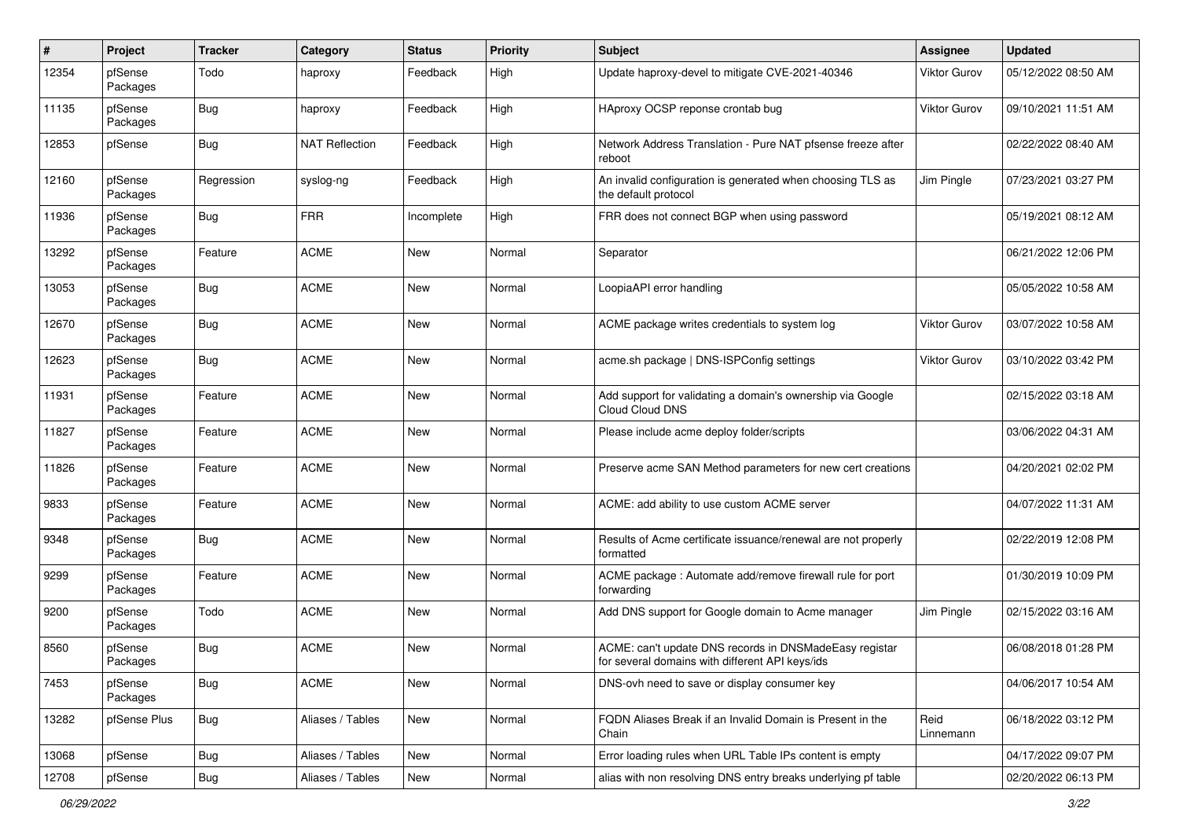| # | Project | Tracker | Category | Status | Priority | Subject | Assignee | Updated |
|---|---|---|---|---|---|---|---|---|
| 12354 | pfSense Packages | Todo | haproxy | Feedback | High | Update haproxy-devel to mitigate CVE-2021-40346 | Viktor Gurov | 05/12/2022 08:50 AM |
| 11135 | pfSense Packages | Bug | haproxy | Feedback | High | HAproxy OCSP reponse crontab bug | Viktor Gurov | 09/10/2021 11:51 AM |
| 12853 | pfSense | Bug | NAT Reflection | Feedback | High | Network Address Translation - Pure NAT pfsense freeze after reboot | | 02/22/2022 08:40 AM |
| 12160 | pfSense Packages | Regression | syslog-ng | Feedback | High | An invalid configuration is generated when choosing TLS as the default protocol | Jim Pingle | 07/23/2021 03:27 PM |
| 11936 | pfSense Packages | Bug | FRR | Incomplete | High | FRR does not connect BGP when using password | | 05/19/2021 08:12 AM |
| 13292 | pfSense Packages | Feature | ACME | New | Normal | Separator | | 06/21/2022 12:06 PM |
| 13053 | pfSense Packages | Bug | ACME | New | Normal | LoopiaAPI error handling | | 05/05/2022 10:58 AM |
| 12670 | pfSense Packages | Bug | ACME | New | Normal | ACME package writes credentials to system log | Viktor Gurov | 03/07/2022 10:58 AM |
| 12623 | pfSense Packages | Bug | ACME | New | Normal | acme.sh package \| DNS-ISPConfig settings | Viktor Gurov | 03/10/2022 03:42 PM |
| 11931 | pfSense Packages | Feature | ACME | New | Normal | Add support for validating a domain's ownership via Google Cloud Cloud DNS | | 02/15/2022 03:18 AM |
| 11827 | pfSense Packages | Feature | ACME | New | Normal | Please include acme deploy folder/scripts | | 03/06/2022 04:31 AM |
| 11826 | pfSense Packages | Feature | ACME | New | Normal | Preserve acme SAN Method parameters for new cert creations | | 04/20/2021 02:02 PM |
| 9833 | pfSense Packages | Feature | ACME | New | Normal | ACME: add ability to use custom ACME server | | 04/07/2022 11:31 AM |
| 9348 | pfSense Packages | Bug | ACME | New | Normal | Results of Acme certificate issuance/renewal are not properly formatted | | 02/22/2019 12:08 PM |
| 9299 | pfSense Packages | Feature | ACME | New | Normal | ACME package : Automate add/remove firewall rule for port forwarding | | 01/30/2019 10:09 PM |
| 9200 | pfSense Packages | Todo | ACME | New | Normal | Add DNS support for Google domain to Acme manager | Jim Pingle | 02/15/2022 03:16 AM |
| 8560 | pfSense Packages | Bug | ACME | New | Normal | ACME: can't update DNS records in DNSMadeEasy registar for several domains with different API keys/ids | | 06/08/2018 01:28 PM |
| 7453 | pfSense Packages | Bug | ACME | New | Normal | DNS-ovh need to save or display consumer key | | 04/06/2017 10:54 AM |
| 13282 | pfSense Plus | Bug | Aliases / Tables | New | Normal | FQDN Aliases Break if an Invalid Domain is Present in the Chain | Reid Linnemann | 06/18/2022 03:12 PM |
| 13068 | pfSense | Bug | Aliases / Tables | New | Normal | Error loading rules when URL Table IPs content is empty | | 04/17/2022 09:07 PM |
| 12708 | pfSense | Bug | Aliases / Tables | New | Normal | alias with non resolving DNS entry breaks underlying pf table | | 02/20/2022 06:13 PM |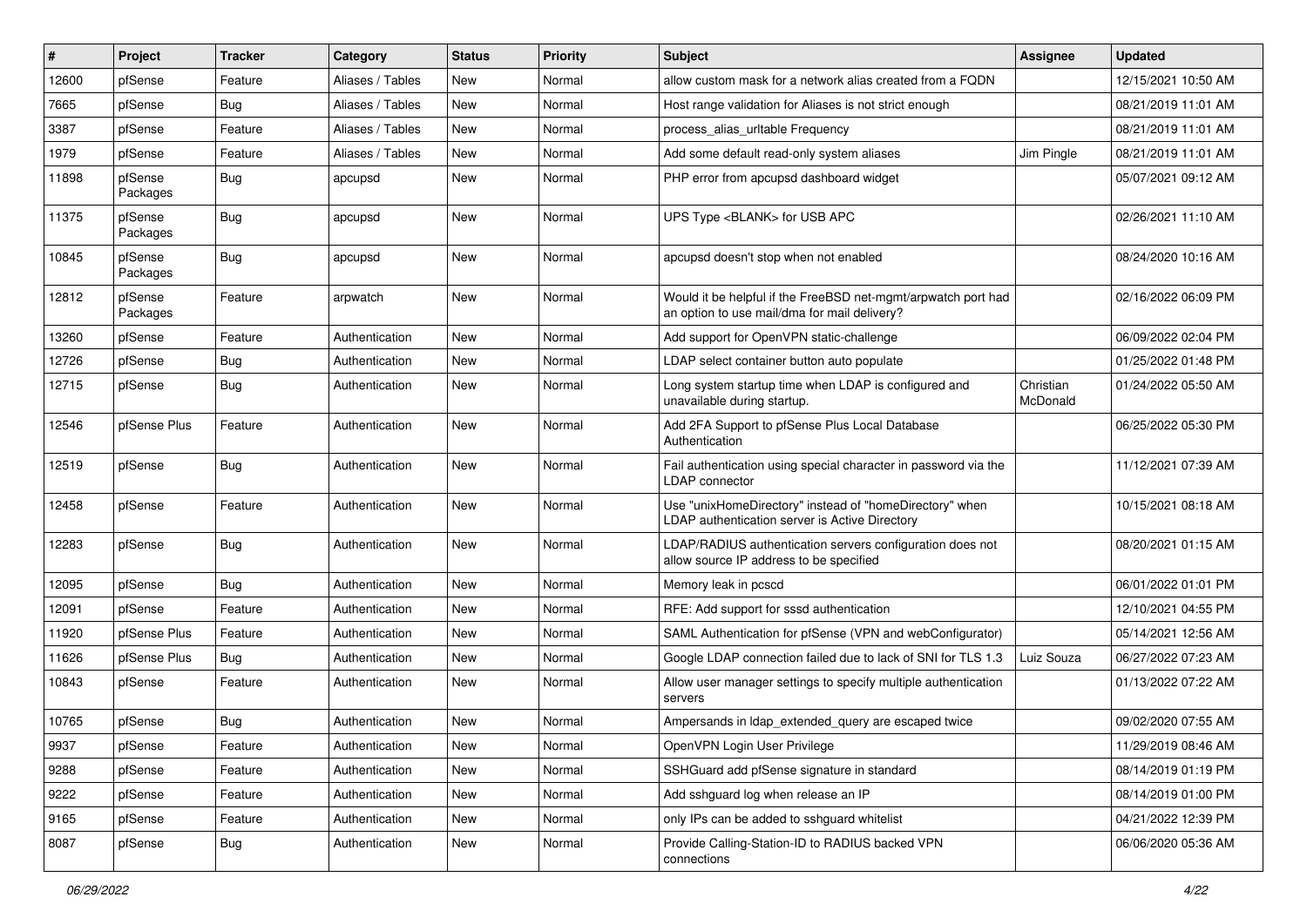| # | Project | Tracker | Category | Status | Priority | Subject | Assignee | Updated |
|---|---|---|---|---|---|---|---|---|
| 12600 | pfSense | Feature | Aliases / Tables | New | Normal | allow custom mask for a network alias created from a FQDN | | 12/15/2021 10:50 AM |
| 7665 | pfSense | Bug | Aliases / Tables | New | Normal | Host range validation for Aliases is not strict enough | | 08/21/2019 11:01 AM |
| 3387 | pfSense | Feature | Aliases / Tables | New | Normal | process_alias_urltable Frequency | | 08/21/2019 11:01 AM |
| 1979 | pfSense | Feature | Aliases / Tables | New | Normal | Add some default read-only system aliases | Jim Pingle | 08/21/2019 11:01 AM |
| 11898 | pfSense Packages | Bug | apcupsd | New | Normal | PHP error from apcupsd dashboard widget | | 05/07/2021 09:12 AM |
| 11375 | pfSense Packages | Bug | apcupsd | New | Normal | UPS Type <BLANK> for USB APC | | 02/26/2021 11:10 AM |
| 10845 | pfSense Packages | Bug | apcupsd | New | Normal | apcupsd doesn't stop when not enabled | | 08/24/2020 10:16 AM |
| 12812 | pfSense Packages | Feature | arpwatch | New | Normal | Would it be helpful if the FreeBSD net-mgmt/arpwatch port had an option to use mail/dma for mail delivery? | | 02/16/2022 06:09 PM |
| 13260 | pfSense | Feature | Authentication | New | Normal | Add support for OpenVPN static-challenge | | 06/09/2022 02:04 PM |
| 12726 | pfSense | Bug | Authentication | New | Normal | LDAP select container button auto populate | | 01/25/2022 01:48 PM |
| 12715 | pfSense | Bug | Authentication | New | Normal | Long system startup time when LDAP is configured and unavailable during startup. | Christian McDonald | 01/24/2022 05:50 AM |
| 12546 | pfSense Plus | Feature | Authentication | New | Normal | Add 2FA Support to pfSense Plus Local Database Authentication | | 06/25/2022 05:30 PM |
| 12519 | pfSense | Bug | Authentication | New | Normal | Fail authentication using special character in password via the LDAP connector | | 11/12/2021 07:39 AM |
| 12458 | pfSense | Feature | Authentication | New | Normal | Use "unixHomeDirectory" instead of "homeDirectory" when LDAP authentication server is Active Directory | | 10/15/2021 08:18 AM |
| 12283 | pfSense | Bug | Authentication | New | Normal | LDAP/RADIUS authentication servers configuration does not allow source IP address to be specified | | 08/20/2021 01:15 AM |
| 12095 | pfSense | Bug | Authentication | New | Normal | Memory leak in pcscd | | 06/01/2022 01:01 PM |
| 12091 | pfSense | Feature | Authentication | New | Normal | RFE: Add support for sssd authentication | | 12/10/2021 04:55 PM |
| 11920 | pfSense Plus | Feature | Authentication | New | Normal | SAML Authentication for pfSense (VPN and webConfigurator) | | 05/14/2021 12:56 AM |
| 11626 | pfSense Plus | Bug | Authentication | New | Normal | Google LDAP connection failed due to lack of SNI for TLS 1.3 | Luiz Souza | 06/27/2022 07:23 AM |
| 10843 | pfSense | Feature | Authentication | New | Normal | Allow user manager settings to specify multiple authentication servers | | 01/13/2022 07:22 AM |
| 10765 | pfSense | Bug | Authentication | New | Normal | Ampersands in ldap_extended_query are escaped twice | | 09/02/2020 07:55 AM |
| 9937 | pfSense | Feature | Authentication | New | Normal | OpenVPN Login User Privilege | | 11/29/2019 08:46 AM |
| 9288 | pfSense | Feature | Authentication | New | Normal | SSHGuard add pfSense signature in standard | | 08/14/2019 01:19 PM |
| 9222 | pfSense | Feature | Authentication | New | Normal | Add sshguard log when release an IP | | 08/14/2019 01:00 PM |
| 9165 | pfSense | Feature | Authentication | New | Normal | only IPs can be added to sshguard whitelist | | 04/21/2022 12:39 PM |
| 8087 | pfSense | Bug | Authentication | New | Normal | Provide Calling-Station-ID to RADIUS backed VPN connections | | 06/06/2020 05:36 AM |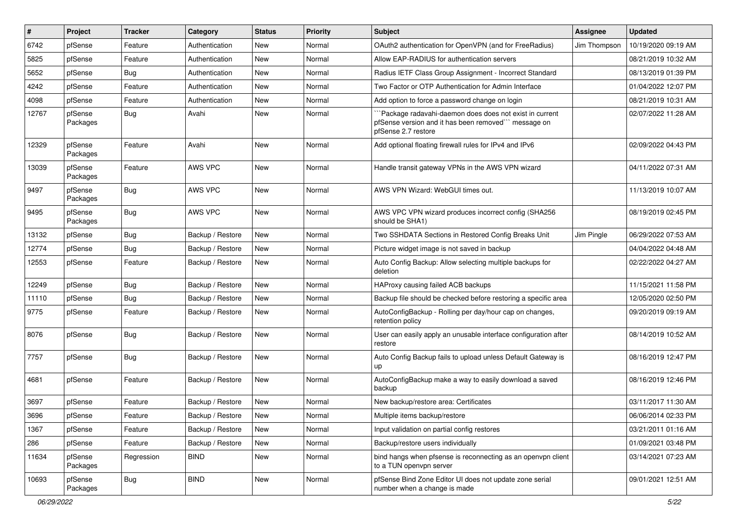| # | Project | Tracker | Category | Status | Priority | Subject | Assignee | Updated |
|---|---|---|---|---|---|---|---|---|
| 6742 | pfSense | Feature | Authentication | New | Normal | OAuth2 authentication for OpenVPN (and for FreeRadius) | Jim Thompson | 10/19/2020 09:19 AM |
| 5825 | pfSense | Feature | Authentication | New | Normal | Allow EAP-RADIUS for authentication servers | | 08/21/2019 10:32 AM |
| 5652 | pfSense | Bug | Authentication | New | Normal | Radius IETF Class Group Assignment - Incorrect Standard | | 08/13/2019 01:39 PM |
| 4242 | pfSense | Feature | Authentication | New | Normal | Two Factor or OTP Authentication for Admin Interface | | 01/04/2022 12:07 PM |
| 4098 | pfSense | Feature | Authentication | New | Normal | Add option to force a password change on login | | 08/21/2019 10:31 AM |
| 12767 | pfSense Packages | Bug | Avahi | New | Normal | ```Package radavahi-daemon does does not exist in current pfSense version and it has been removed``` message on pfSense 2.7 restore | | 02/07/2022 11:28 AM |
| 12329 | pfSense Packages | Feature | Avahi | New | Normal | Add optional floating firewall rules for IPv4 and IPv6 | | 02/09/2022 04:43 PM |
| 13039 | pfSense Packages | Feature | AWS VPC | New | Normal | Handle transit gateway VPNs in the AWS VPN wizard | | 04/11/2022 07:31 AM |
| 9497 | pfSense Packages | Bug | AWS VPC | New | Normal | AWS VPN Wizard: WebGUI times out. | | 11/13/2019 10:07 AM |
| 9495 | pfSense Packages | Bug | AWS VPC | New | Normal | AWS VPC VPN wizard produces incorrect config (SHA256 should be SHA1) | | 08/19/2019 02:45 PM |
| 13132 | pfSense | Bug | Backup / Restore | New | Normal | Two SSHDATA Sections in Restored Config Breaks Unit | Jim Pingle | 06/29/2022 07:53 AM |
| 12774 | pfSense | Bug | Backup / Restore | New | Normal | Picture widget image is not saved in backup | | 04/04/2022 04:48 AM |
| 12553 | pfSense | Feature | Backup / Restore | New | Normal | Auto Config Backup: Allow selecting multiple backups for deletion | | 02/22/2022 04:27 AM |
| 12249 | pfSense | Bug | Backup / Restore | New | Normal | HAProxy causing failed ACB backups | | 11/15/2021 11:58 PM |
| 11110 | pfSense | Bug | Backup / Restore | New | Normal | Backup file should be checked before restoring a specific area | | 12/05/2020 02:50 PM |
| 9775 | pfSense | Feature | Backup / Restore | New | Normal | AutoConfigBackup - Rolling per day/hour cap on changes, retention policy | | 09/20/2019 09:19 AM |
| 8076 | pfSense | Bug | Backup / Restore | New | Normal | User can easily apply an unusable interface configuration after restore | | 08/14/2019 10:52 AM |
| 7757 | pfSense | Bug | Backup / Restore | New | Normal | Auto Config Backup fails to upload unless Default Gateway is up | | 08/16/2019 12:47 PM |
| 4681 | pfSense | Feature | Backup / Restore | New | Normal | AutoConfigBackup make a way to easily download a saved backup | | 08/16/2019 12:46 PM |
| 3697 | pfSense | Feature | Backup / Restore | New | Normal | New backup/restore area: Certificates | | 03/11/2017 11:30 AM |
| 3696 | pfSense | Feature | Backup / Restore | New | Normal | Multiple items backup/restore | | 06/06/2014 02:33 PM |
| 1367 | pfSense | Feature | Backup / Restore | New | Normal | Input validation on partial config restores | | 03/21/2011 01:16 AM |
| 286 | pfSense | Feature | Backup / Restore | New | Normal | Backup/restore users individually | | 01/09/2021 03:48 PM |
| 11634 | pfSense Packages | Regression | BIND | New | Normal | bind hangs when pfsense is reconnecting as an openvpn client to a TUN openvpn server | | 03/14/2021 07:23 AM |
| 10693 | pfSense Packages | Bug | BIND | New | Normal | pfSense Bind Zone Editor UI does not update zone serial number when a change is made | | 09/01/2021 12:51 AM |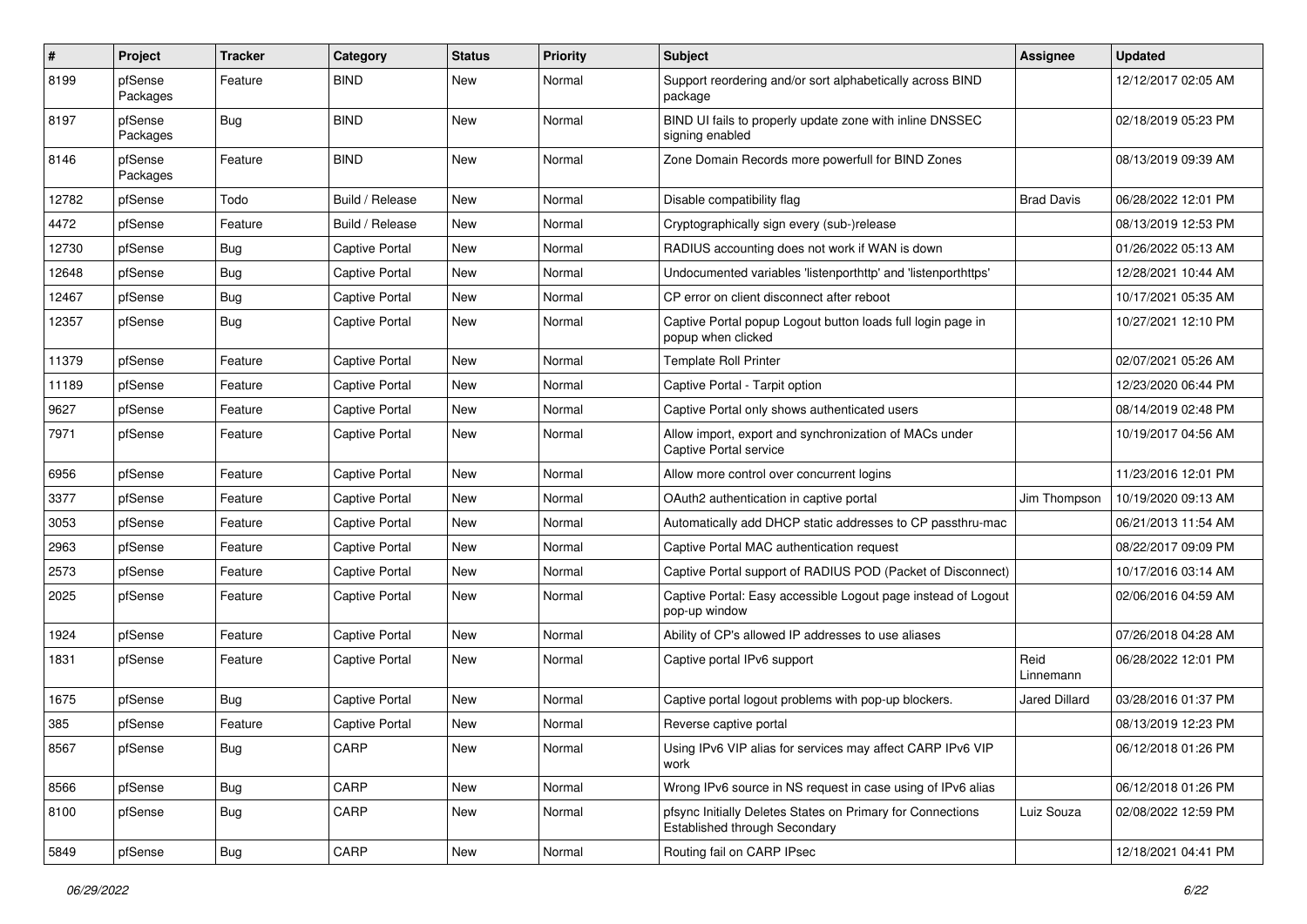| # | Project | Tracker | Category | Status | Priority | Subject | Assignee | Updated |
|---|---|---|---|---|---|---|---|---|
| 8199 | pfSense Packages | Feature | BIND | New | Normal | Support reordering and/or sort alphabetically across BIND package | | 12/12/2017 02:05 AM |
| 8197 | pfSense Packages | Bug | BIND | New | Normal | BIND UI fails to properly update zone with inline DNSSEC signing enabled | | 02/18/2019 05:23 PM |
| 8146 | pfSense Packages | Feature | BIND | New | Normal | Zone Domain Records more powerfull for BIND Zones | | 08/13/2019 09:39 AM |
| 12782 | pfSense | Todo | Build / Release | New | Normal | Disable compatibility flag | Brad Davis | 06/28/2022 12:01 PM |
| 4472 | pfSense | Feature | Build / Release | New | Normal | Cryptographically sign every (sub-)release | | 08/13/2019 12:53 PM |
| 12730 | pfSense | Bug | Captive Portal | New | Normal | RADIUS accounting does not work if WAN is down | | 01/26/2022 05:13 AM |
| 12648 | pfSense | Bug | Captive Portal | New | Normal | Undocumented variables 'listenporthttp' and 'listenporthttps' | | 12/28/2021 10:44 AM |
| 12467 | pfSense | Bug | Captive Portal | New | Normal | CP error on client disconnect after reboot | | 10/17/2021 05:35 AM |
| 12357 | pfSense | Bug | Captive Portal | New | Normal | Captive Portal popup Logout button loads full login page in popup when clicked | | 10/27/2021 12:10 PM |
| 11379 | pfSense | Feature | Captive Portal | New | Normal | Template Roll Printer | | 02/07/2021 05:26 AM |
| 11189 | pfSense | Feature | Captive Portal | New | Normal | Captive Portal - Tarpit option | | 12/23/2020 06:44 PM |
| 9627 | pfSense | Feature | Captive Portal | New | Normal | Captive Portal only shows authenticated users | | 08/14/2019 02:48 PM |
| 7971 | pfSense | Feature | Captive Portal | New | Normal | Allow import, export and synchronization of MACs under Captive Portal service | | 10/19/2017 04:56 AM |
| 6956 | pfSense | Feature | Captive Portal | New | Normal | Allow more control over concurrent logins | | 11/23/2016 12:01 PM |
| 3377 | pfSense | Feature | Captive Portal | New | Normal | OAuth2 authentication in captive portal | Jim Thompson | 10/19/2020 09:13 AM |
| 3053 | pfSense | Feature | Captive Portal | New | Normal | Automatically add DHCP static addresses to CP passthru-mac | | 06/21/2013 11:54 AM |
| 2963 | pfSense | Feature | Captive Portal | New | Normal | Captive Portal MAC authentication request | | 08/22/2017 09:09 PM |
| 2573 | pfSense | Feature | Captive Portal | New | Normal | Captive Portal support of RADIUS POD (Packet of Disconnect) | | 10/17/2016 03:14 AM |
| 2025 | pfSense | Feature | Captive Portal | New | Normal | Captive Portal: Easy accessible Logout page instead of Logout pop-up window | | 02/06/2016 04:59 AM |
| 1924 | pfSense | Feature | Captive Portal | New | Normal | Ability of CP's allowed IP addresses to use aliases | | 07/26/2018 04:28 AM |
| 1831 | pfSense | Feature | Captive Portal | New | Normal | Captive portal IPv6 support | Reid Linnemann | 06/28/2022 12:01 PM |
| 1675 | pfSense | Bug | Captive Portal | New | Normal | Captive portal logout problems with pop-up blockers. | Jared Dillard | 03/28/2016 01:37 PM |
| 385 | pfSense | Feature | Captive Portal | New | Normal | Reverse captive portal | | 08/13/2019 12:23 PM |
| 8567 | pfSense | Bug | CARP | New | Normal | Using IPv6 VIP alias for services may affect CARP IPv6 VIP work | | 06/12/2018 01:26 PM |
| 8566 | pfSense | Bug | CARP | New | Normal | Wrong IPv6 source in NS request in case using of IPv6 alias | | 06/12/2018 01:26 PM |
| 8100 | pfSense | Bug | CARP | New | Normal | pfsync Initially Deletes States on Primary for Connections Established through Secondary | Luiz Souza | 02/08/2022 12:59 PM |
| 5849 | pfSense | Bug | CARP | New | Normal | Routing fail on CARP IPsec | | 12/18/2021 04:41 PM |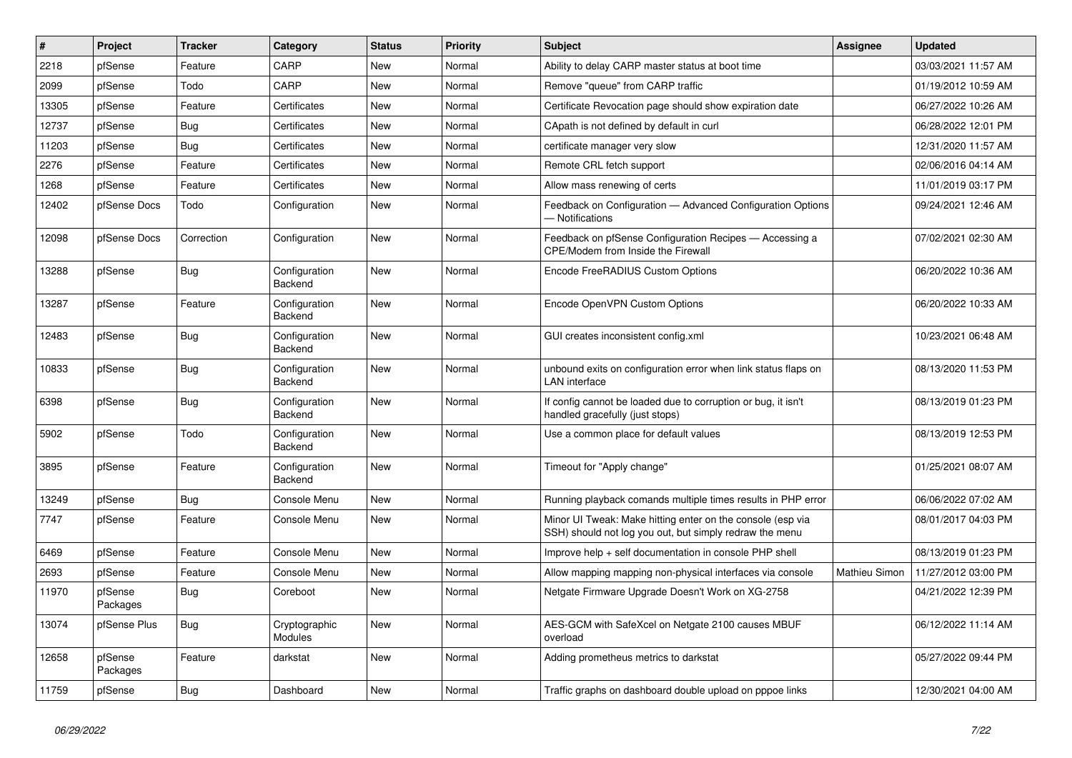| # | Project | Tracker | Category | Status | Priority | Subject | Assignee | Updated |
|---|---|---|---|---|---|---|---|---|
| 2218 | pfSense | Feature | CARP | New | Normal | Ability to delay CARP master status at boot time | | 03/03/2021 11:57 AM |
| 2099 | pfSense | Todo | CARP | New | Normal | Remove "queue" from CARP traffic | | 01/19/2012 10:59 AM |
| 13305 | pfSense | Feature | Certificates | New | Normal | Certificate Revocation page should show expiration date | | 06/27/2022 10:26 AM |
| 12737 | pfSense | Bug | Certificates | New | Normal | CApath is not defined by default in curl | | 06/28/2022 12:01 PM |
| 11203 | pfSense | Bug | Certificates | New | Normal | certificate manager very slow | | 12/31/2020 11:57 AM |
| 2276 | pfSense | Feature | Certificates | New | Normal | Remote CRL fetch support | | 02/06/2016 04:14 AM |
| 1268 | pfSense | Feature | Certificates | New | Normal | Allow mass renewing of certs | | 11/01/2019 03:17 PM |
| 12402 | pfSense Docs | Todo | Configuration | New | Normal | Feedback on Configuration — Advanced Configuration Options — Notifications | | 09/24/2021 12:46 AM |
| 12098 | pfSense Docs | Correction | Configuration | New | Normal | Feedback on pfSense Configuration Recipes — Accessing a CPE/Modem from Inside the Firewall | | 07/02/2021 02:30 AM |
| 13288 | pfSense | Bug | Configuration Backend | New | Normal | Encode FreeRADIUS Custom Options | | 06/20/2022 10:36 AM |
| 13287 | pfSense | Feature | Configuration Backend | New | Normal | Encode OpenVPN Custom Options | | 06/20/2022 10:33 AM |
| 12483 | pfSense | Bug | Configuration Backend | New | Normal | GUI creates inconsistent config.xml | | 10/23/2021 06:48 AM |
| 10833 | pfSense | Bug | Configuration Backend | New | Normal | unbound exits on configuration error when link status flaps on LAN interface | | 08/13/2020 11:53 PM |
| 6398 | pfSense | Bug | Configuration Backend | New | Normal | If config cannot be loaded due to corruption or bug, it isn't handled gracefully (just stops) | | 08/13/2019 01:23 PM |
| 5902 | pfSense | Todo | Configuration Backend | New | Normal | Use a common place for default values | | 08/13/2019 12:53 PM |
| 3895 | pfSense | Feature | Configuration Backend | New | Normal | Timeout for "Apply change" | | 01/25/2021 08:07 AM |
| 13249 | pfSense | Bug | Console Menu | New | Normal | Running playback comands multiple times results in PHP error | | 06/06/2022 07:02 AM |
| 7747 | pfSense | Feature | Console Menu | New | Normal | Minor UI Tweak: Make hitting enter on the console (esp via SSH) should not log you out, but simply redraw the menu | | 08/01/2017 04:03 PM |
| 6469 | pfSense | Feature | Console Menu | New | Normal | Improve help + self documentation in console PHP shell | | 08/13/2019 01:23 PM |
| 2693 | pfSense | Feature | Console Menu | New | Normal | Allow mapping mapping non-physical interfaces via console | Mathieu Simon | 11/27/2012 03:00 PM |
| 11970 | pfSense Packages | Bug | Coreboot | New | Normal | Netgate Firmware Upgrade Doesn't Work on XG-2758 | | 04/21/2022 12:39 PM |
| 13074 | pfSense Plus | Bug | Cryptographic Modules | New | Normal | AES-GCM with SafeXcel on Netgate 2100 causes MBUF overload | | 06/12/2022 11:14 AM |
| 12658 | pfSense Packages | Feature | darkstat | New | Normal | Adding prometheus metrics to darkstat | | 05/27/2022 09:44 PM |
| 11759 | pfSense | Bug | Dashboard | New | Normal | Traffic graphs on dashboard double upload on pppoe links | | 12/30/2021 04:00 AM |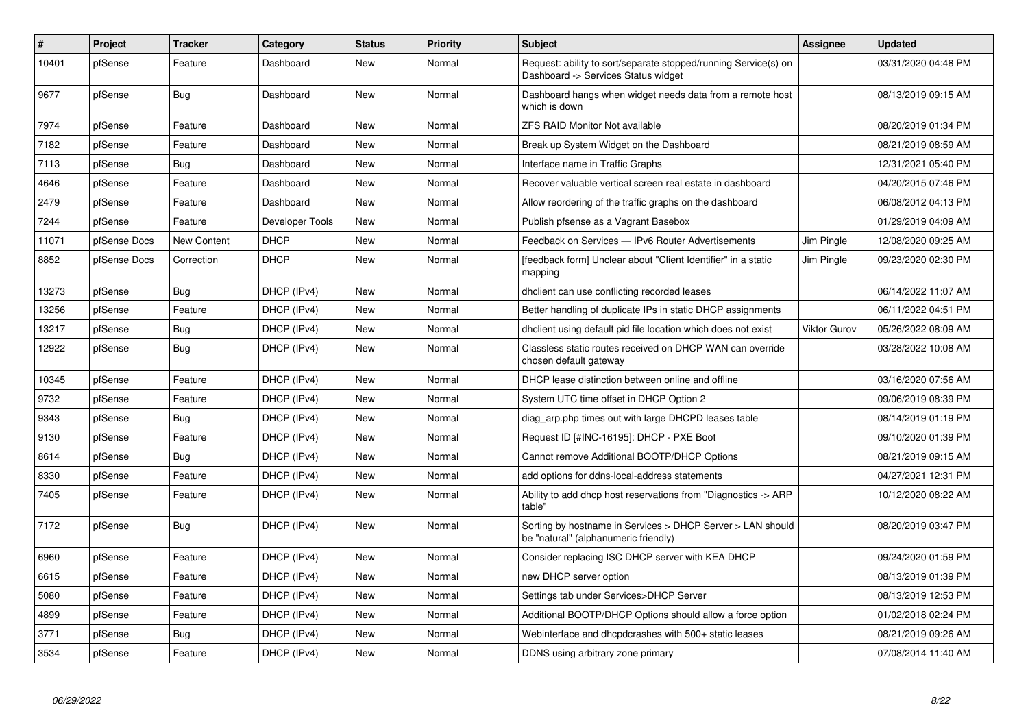| # | Project | Tracker | Category | Status | Priority | Subject | Assignee | Updated |
|---|---|---|---|---|---|---|---|---|
| 10401 | pfSense | Feature | Dashboard | New | Normal | Request: ability to sort/separate stopped/running Service(s) on Dashboard -> Services Status widget | | 03/31/2020 04:48 PM |
| 9677 | pfSense | Bug | Dashboard | New | Normal | Dashboard hangs when widget needs data from a remote host which is down | | 08/13/2019 09:15 AM |
| 7974 | pfSense | Feature | Dashboard | New | Normal | ZFS RAID Monitor Not available | | 08/20/2019 01:34 PM |
| 7182 | pfSense | Feature | Dashboard | New | Normal | Break up System Widget on the Dashboard | | 08/21/2019 08:59 AM |
| 7113 | pfSense | Bug | Dashboard | New | Normal | Interface name in Traffic Graphs | | 12/31/2021 05:40 PM |
| 4646 | pfSense | Feature | Dashboard | New | Normal | Recover valuable vertical screen real estate in dashboard | | 04/20/2015 07:46 PM |
| 2479 | pfSense | Feature | Dashboard | New | Normal | Allow reordering of the traffic graphs on the dashboard | | 06/08/2012 04:13 PM |
| 7244 | pfSense | Feature | Developer Tools | New | Normal | Publish pfsense as a Vagrant Basebox | | 01/29/2019 04:09 AM |
| 11071 | pfSense Docs | New Content | DHCP | New | Normal | Feedback on Services — IPv6 Router Advertisements | Jim Pingle | 12/08/2020 09:25 AM |
| 8852 | pfSense Docs | Correction | DHCP | New | Normal | [feedback form] Unclear about "Client Identifier" in a static mapping | Jim Pingle | 09/23/2020 02:30 PM |
| 13273 | pfSense | Bug | DHCP (IPv4) | New | Normal | dhclient can use conflicting recorded leases | | 06/14/2022 11:07 AM |
| 13256 | pfSense | Feature | DHCP (IPv4) | New | Normal | Better handling of duplicate IPs in static DHCP assignments | | 06/11/2022 04:51 PM |
| 13217 | pfSense | Bug | DHCP (IPv4) | New | Normal | dhclient using default pid file location which does not exist | Viktor Gurov | 05/26/2022 08:09 AM |
| 12922 | pfSense | Bug | DHCP (IPv4) | New | Normal | Classless static routes received on DHCP WAN can override chosen default gateway | | 03/28/2022 10:08 AM |
| 10345 | pfSense | Feature | DHCP (IPv4) | New | Normal | DHCP lease distinction between online and offline | | 03/16/2020 07:56 AM |
| 9732 | pfSense | Feature | DHCP (IPv4) | New | Normal | System UTC time offset in DHCP Option 2 | | 09/06/2019 08:39 PM |
| 9343 | pfSense | Bug | DHCP (IPv4) | New | Normal | diag_arp.php times out with large DHCPD leases table | | 08/14/2019 01:19 PM |
| 9130 | pfSense | Feature | DHCP (IPv4) | New | Normal | Request ID [#INC-16195]: DHCP - PXE Boot | | 09/10/2020 01:39 PM |
| 8614 | pfSense | Bug | DHCP (IPv4) | New | Normal | Cannot remove Additional BOOTP/DHCP Options | | 08/21/2019 09:15 AM |
| 8330 | pfSense | Feature | DHCP (IPv4) | New | Normal | add options for ddns-local-address statements | | 04/27/2021 12:31 PM |
| 7405 | pfSense | Feature | DHCP (IPv4) | New | Normal | Ability to add dhcp host reservations from "Diagnostics -> ARP table" | | 10/12/2020 08:22 AM |
| 7172 | pfSense | Bug | DHCP (IPv4) | New | Normal | Sorting by hostname in Services > DHCP Server > LAN should be "natural" (alphanumeric friendly) | | 08/20/2019 03:47 PM |
| 6960 | pfSense | Feature | DHCP (IPv4) | New | Normal | Consider replacing ISC DHCP server with KEA DHCP | | 09/24/2020 01:59 PM |
| 6615 | pfSense | Feature | DHCP (IPv4) | New | Normal | new DHCP server option | | 08/13/2019 01:39 PM |
| 5080 | pfSense | Feature | DHCP (IPv4) | New | Normal | Settings tab under Services>DHCP Server | | 08/13/2019 12:53 PM |
| 4899 | pfSense | Feature | DHCP (IPv4) | New | Normal | Additional BOOTP/DHCP Options should allow a force option | | 01/02/2018 02:24 PM |
| 3771 | pfSense | Bug | DHCP (IPv4) | New | Normal | Webinterface and dhcpdcrashes with 500+ static leases | | 08/21/2019 09:26 AM |
| 3534 | pfSense | Feature | DHCP (IPv4) | New | Normal | DDNS using arbitrary zone primary | | 07/08/2014 11:40 AM |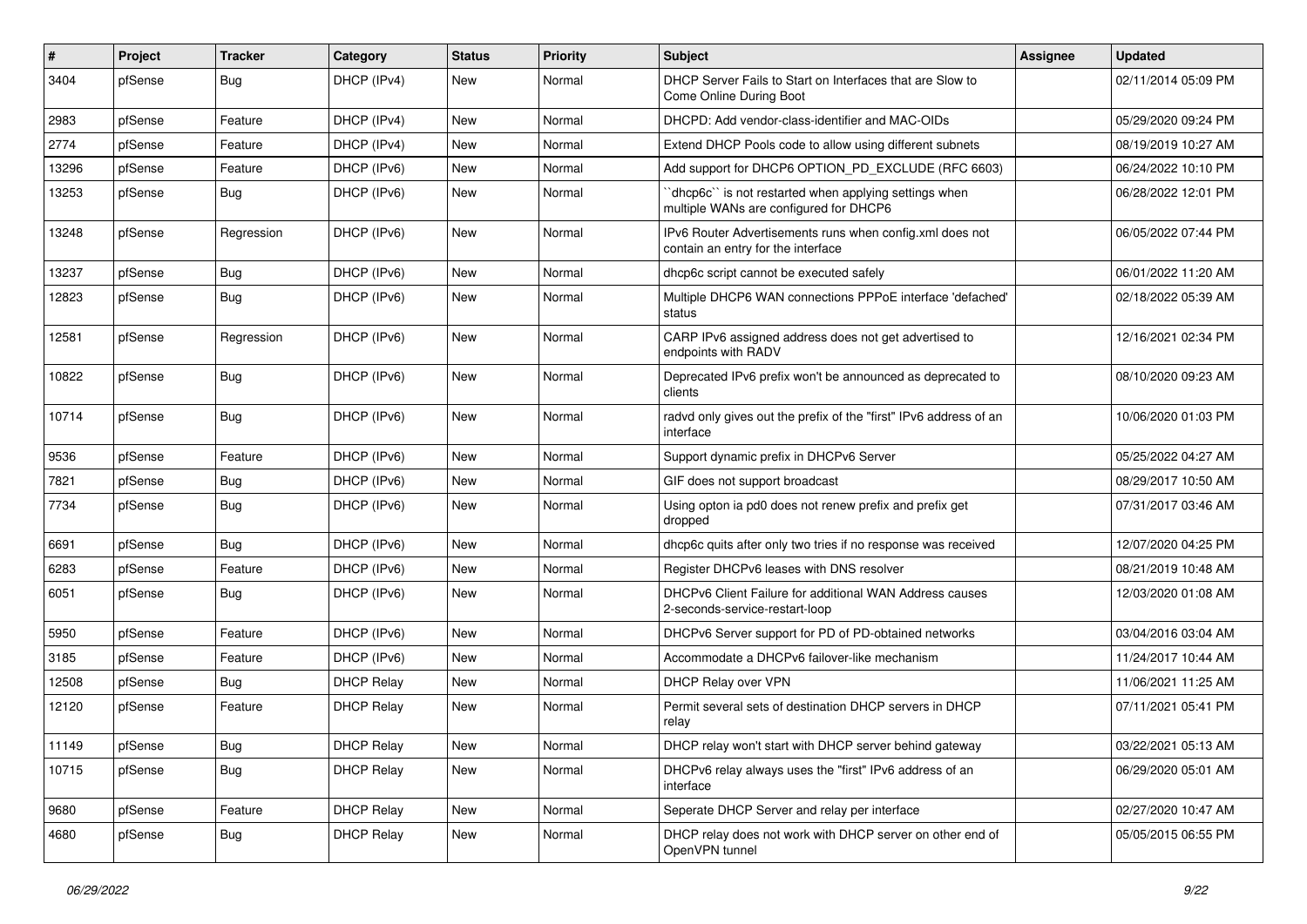| # | Project | Tracker | Category | Status | Priority | Subject | Assignee | Updated |
| --- | --- | --- | --- | --- | --- | --- | --- | --- |
| 3404 | pfSense | Bug | DHCP (IPv4) | New | Normal | DHCP Server Fails to Start on Interfaces that are Slow to Come Online During Boot | | 02/11/2014 05:09 PM |
| 2983 | pfSense | Feature | DHCP (IPv4) | New | Normal | DHCPD: Add vendor-class-identifier and MAC-OIDs | | 05/29/2020 09:24 PM |
| 2774 | pfSense | Feature | DHCP (IPv4) | New | Normal | Extend DHCP Pools code to allow using different subnets | | 08/19/2019 10:27 AM |
| 13296 | pfSense | Feature | DHCP (IPv6) | New | Normal | Add support for DHCP6 OPTION_PD_EXCLUDE (RFC 6603) | | 06/24/2022 10:10 PM |
| 13253 | pfSense | Bug | DHCP (IPv6) | New | Normal | ``dhcp6c`` is not restarted when applying settings when multiple WANs are configured for DHCP6 | | 06/28/2022 12:01 PM |
| 13248 | pfSense | Regression | DHCP (IPv6) | New | Normal | IPv6 Router Advertisements runs when config.xml does not contain an entry for the interface | | 06/05/2022 07:44 PM |
| 13237 | pfSense | Bug | DHCP (IPv6) | New | Normal | dhcp6c script cannot be executed safely | | 06/01/2022 11:20 AM |
| 12823 | pfSense | Bug | DHCP (IPv6) | New | Normal | Multiple DHCP6 WAN connections PPPoE interface 'defached' status | | 02/18/2022 05:39 AM |
| 12581 | pfSense | Regression | DHCP (IPv6) | New | Normal | CARP IPv6 assigned address does not get advertised to endpoints with RADV | | 12/16/2021 02:34 PM |
| 10822 | pfSense | Bug | DHCP (IPv6) | New | Normal | Deprecated IPv6 prefix won't be announced as deprecated to clients | | 08/10/2020 09:23 AM |
| 10714 | pfSense | Bug | DHCP (IPv6) | New | Normal | radvd only gives out the prefix of the "first" IPv6 address of an interface | | 10/06/2020 01:03 PM |
| 9536 | pfSense | Feature | DHCP (IPv6) | New | Normal | Support dynamic prefix in DHCPv6 Server | | 05/25/2022 04:27 AM |
| 7821 | pfSense | Bug | DHCP (IPv6) | New | Normal | GIF does not support broadcast | | 08/29/2017 10:50 AM |
| 7734 | pfSense | Bug | DHCP (IPv6) | New | Normal | Using opton ia pd0 does not renew prefix and prefix get dropped | | 07/31/2017 03:46 AM |
| 6691 | pfSense | Bug | DHCP (IPv6) | New | Normal | dhcp6c quits after only two tries if no response was received | | 12/07/2020 04:25 PM |
| 6283 | pfSense | Feature | DHCP (IPv6) | New | Normal | Register DHCPv6 leases with DNS resolver | | 08/21/2019 10:48 AM |
| 6051 | pfSense | Bug | DHCP (IPv6) | New | Normal | DHCPv6 Client Failure for additional WAN Address causes 2-seconds-service-restart-loop | | 12/03/2020 01:08 AM |
| 5950 | pfSense | Feature | DHCP (IPv6) | New | Normal | DHCPv6 Server support for PD of PD-obtained networks | | 03/04/2016 03:04 AM |
| 3185 | pfSense | Feature | DHCP (IPv6) | New | Normal | Accommodate a DHCPv6 failover-like mechanism | | 11/24/2017 10:44 AM |
| 12508 | pfSense | Bug | DHCP Relay | New | Normal | DHCP Relay over VPN | | 11/06/2021 11:25 AM |
| 12120 | pfSense | Feature | DHCP Relay | New | Normal | Permit several sets of destination DHCP servers in DHCP relay | | 07/11/2021 05:41 PM |
| 11149 | pfSense | Bug | DHCP Relay | New | Normal | DHCP relay won't start with DHCP server behind gateway | | 03/22/2021 05:13 AM |
| 10715 | pfSense | Bug | DHCP Relay | New | Normal | DHCPv6 relay always uses the "first" IPv6 address of an interface | | 06/29/2020 05:01 AM |
| 9680 | pfSense | Feature | DHCP Relay | New | Normal | Seperate DHCP Server and relay per interface | | 02/27/2020 10:47 AM |
| 4680 | pfSense | Bug | DHCP Relay | New | Normal | DHCP relay does not work with DHCP server on other end of OpenVPN tunnel | | 05/05/2015 06:55 PM |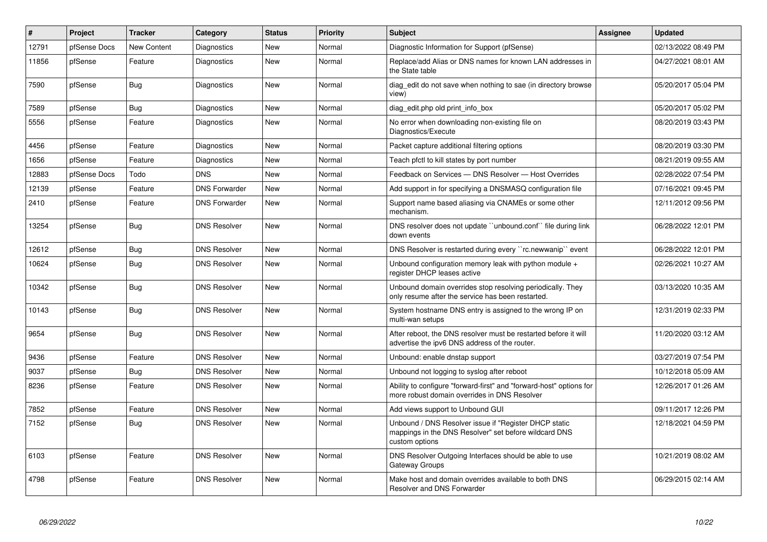| # | Project | Tracker | Category | Status | Priority | Subject | Assignee | Updated |
|---|---|---|---|---|---|---|---|---|
| 12791 | pfSense Docs | New Content | Diagnostics | New | Normal | Diagnostic Information for Support (pfSense) | | 02/13/2022 08:49 PM |
| 11856 | pfSense | Feature | Diagnostics | New | Normal | Replace/add Alias or DNS names for known LAN addresses in the State table | | 04/27/2021 08:01 AM |
| 7590 | pfSense | Bug | Diagnostics | New | Normal | diag_edit do not save when nothing to sae (in directory browse view) | | 05/20/2017 05:04 PM |
| 7589 | pfSense | Bug | Diagnostics | New | Normal | diag_edit.php old print_info_box | | 05/20/2017 05:02 PM |
| 5556 | pfSense | Feature | Diagnostics | New | Normal | No error when downloading non-existing file on Diagnostics/Execute | | 08/20/2019 03:43 PM |
| 4456 | pfSense | Feature | Diagnostics | New | Normal | Packet capture additional filtering options | | 08/20/2019 03:30 PM |
| 1656 | pfSense | Feature | Diagnostics | New | Normal | Teach pfctl to kill states by port number | | 08/21/2019 09:55 AM |
| 12883 | pfSense Docs | Todo | DNS | New | Normal | Feedback on Services — DNS Resolver — Host Overrides | | 02/28/2022 07:54 PM |
| 12139 | pfSense | Feature | DNS Forwarder | New | Normal | Add support in for specifying a DNSMASQ configuration file | | 07/16/2021 09:45 PM |
| 2410 | pfSense | Feature | DNS Forwarder | New | Normal | Support name based aliasing via CNAMEs or some other mechanism. | | 12/11/2012 09:56 PM |
| 13254 | pfSense | Bug | DNS Resolver | New | Normal | DNS resolver does not update ``unbound.conf`` file during link down events | | 06/28/2022 12:01 PM |
| 12612 | pfSense | Bug | DNS Resolver | New | Normal | DNS Resolver is restarted during every ``rc.newwanip`` event | | 06/28/2022 12:01 PM |
| 10624 | pfSense | Bug | DNS Resolver | New | Normal | Unbound configuration memory leak with python module + register DHCP leases active | | 02/26/2021 10:27 AM |
| 10342 | pfSense | Bug | DNS Resolver | New | Normal | Unbound domain overrides stop resolving periodically. They only resume after the service has been restarted. | | 03/13/2020 10:35 AM |
| 10143 | pfSense | Bug | DNS Resolver | New | Normal | System hostname DNS entry is assigned to the wrong IP on multi-wan setups | | 12/31/2019 02:33 PM |
| 9654 | pfSense | Bug | DNS Resolver | New | Normal | After reboot, the DNS resolver must be restarted before it will advertise the ipv6 DNS address of the router. | | 11/20/2020 03:12 AM |
| 9436 | pfSense | Feature | DNS Resolver | New | Normal | Unbound: enable dnstap support | | 03/27/2019 07:54 PM |
| 9037 | pfSense | Bug | DNS Resolver | New | Normal | Unbound not logging to syslog after reboot | | 10/12/2018 05:09 AM |
| 8236 | pfSense | Feature | DNS Resolver | New | Normal | Ability to configure "forward-first" and "forward-host" options for more robust domain overrides in DNS Resolver | | 12/26/2017 01:26 AM |
| 7852 | pfSense | Feature | DNS Resolver | New | Normal | Add views support to Unbound GUI | | 09/11/2017 12:26 PM |
| 7152 | pfSense | Bug | DNS Resolver | New | Normal | Unbound / DNS Resolver issue if "Register DHCP static mappings in the DNS Resolver" set before wildcard DNS custom options | | 12/18/2021 04:59 PM |
| 6103 | pfSense | Feature | DNS Resolver | New | Normal | DNS Resolver Outgoing Interfaces should be able to use Gateway Groups | | 10/21/2019 08:02 AM |
| 4798 | pfSense | Feature | DNS Resolver | New | Normal | Make host and domain overrides available to both DNS Resolver and DNS Forwarder | | 06/29/2015 02:14 AM |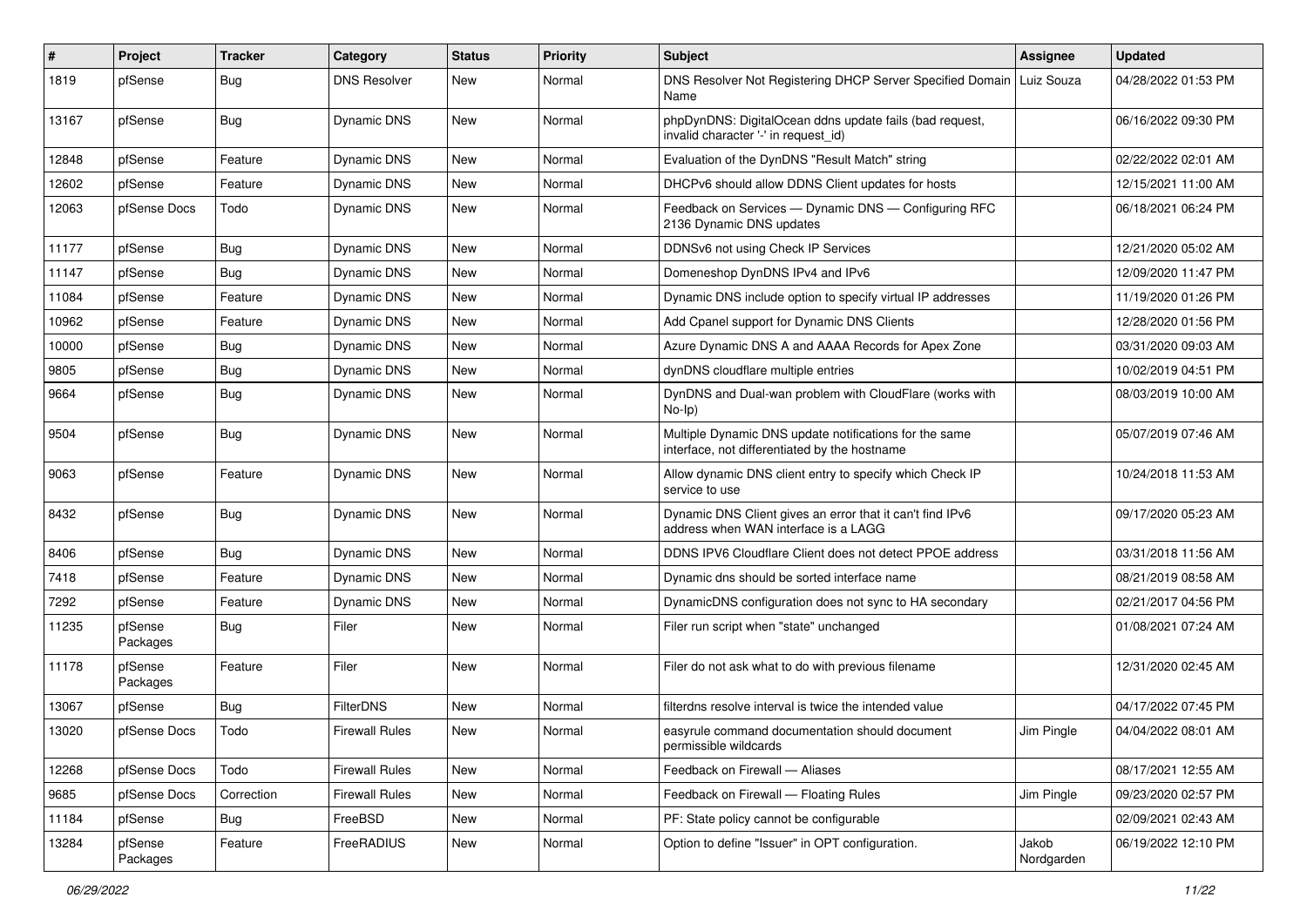| # | Project | Tracker | Category | Status | Priority | Subject | Assignee | Updated |
|---|---|---|---|---|---|---|---|---|
| 1819 | pfSense | Bug | DNS Resolver | New | Normal | DNS Resolver Not Registering DHCP Server Specified Domain Name | Luiz Souza | 04/28/2022 01:53 PM |
| 13167 | pfSense | Bug | Dynamic DNS | New | Normal | phpDynDNS: DigitalOcean ddns update fails (bad request, invalid character '-' in request_id) | | 06/16/2022 09:30 PM |
| 12848 | pfSense | Feature | Dynamic DNS | New | Normal | Evaluation of the DynDNS "Result Match" string | | 02/22/2022 02:01 AM |
| 12602 | pfSense | Feature | Dynamic DNS | New | Normal | DHCPv6 should allow DDNS Client updates for hosts | | 12/15/2021 11:00 AM |
| 12063 | pfSense Docs | Todo | Dynamic DNS | New | Normal | Feedback on Services — Dynamic DNS — Configuring RFC 2136 Dynamic DNS updates | | 06/18/2021 06:24 PM |
| 11177 | pfSense | Bug | Dynamic DNS | New | Normal | DDNSv6 not using Check IP Services | | 12/21/2020 05:02 AM |
| 11147 | pfSense | Bug | Dynamic DNS | New | Normal | Domeneshop DynDNS IPv4 and IPv6 | | 12/09/2020 11:47 PM |
| 11084 | pfSense | Feature | Dynamic DNS | New | Normal | Dynamic DNS include option to specify virtual IP addresses | | 11/19/2020 01:26 PM |
| 10962 | pfSense | Feature | Dynamic DNS | New | Normal | Add Cpanel support for Dynamic DNS Clients | | 12/28/2020 01:56 PM |
| 10000 | pfSense | Bug | Dynamic DNS | New | Normal | Azure Dynamic DNS A and AAAA Records for Apex Zone | | 03/31/2020 09:03 AM |
| 9805 | pfSense | Bug | Dynamic DNS | New | Normal | dynDNS cloudflare multiple entries | | 10/02/2019 04:51 PM |
| 9664 | pfSense | Bug | Dynamic DNS | New | Normal | DynDNS and Dual-wan problem with CloudFlare (works with No-Ip) | | 08/03/2019 10:00 AM |
| 9504 | pfSense | Bug | Dynamic DNS | New | Normal | Multiple Dynamic DNS update notifications for the same interface, not differentiated by the hostname | | 05/07/2019 07:46 AM |
| 9063 | pfSense | Feature | Dynamic DNS | New | Normal | Allow dynamic DNS client entry to specify which Check IP service to use | | 10/24/2018 11:53 AM |
| 8432 | pfSense | Bug | Dynamic DNS | New | Normal | Dynamic DNS Client gives an error that it can't find IPv6 address when WAN interface is a LAGG | | 09/17/2020 05:23 AM |
| 8406 | pfSense | Bug | Dynamic DNS | New | Normal | DDNS IPV6 Cloudflare Client does not detect PPOE address | | 03/31/2018 11:56 AM |
| 7418 | pfSense | Feature | Dynamic DNS | New | Normal | Dynamic dns should be sorted interface name | | 08/21/2019 08:58 AM |
| 7292 | pfSense | Feature | Dynamic DNS | New | Normal | DynamicDNS configuration does not sync to HA secondary | | 02/21/2017 04:56 PM |
| 11235 | pfSense Packages | Bug | Filer | New | Normal | Filer run script when "state" unchanged | | 01/08/2021 07:24 AM |
| 11178 | pfSense Packages | Feature | Filer | New | Normal | Filer do not ask what to do with previous filename | | 12/31/2020 02:45 AM |
| 13067 | pfSense | Bug | FilterDNS | New | Normal | filterdns resolve interval is twice the intended value | | 04/17/2022 07:45 PM |
| 13020 | pfSense Docs | Todo | Firewall Rules | New | Normal | easyrule command documentation should document permissible wildcards | Jim Pingle | 04/04/2022 08:01 AM |
| 12268 | pfSense Docs | Todo | Firewall Rules | New | Normal | Feedback on Firewall — Aliases | | 08/17/2021 12:55 AM |
| 9685 | pfSense Docs | Correction | Firewall Rules | New | Normal | Feedback on Firewall — Floating Rules | Jim Pingle | 09/23/2020 02:57 PM |
| 11184 | pfSense | Bug | FreeBSD | New | Normal | PF: State policy cannot be configurable | | 02/09/2021 02:43 AM |
| 13284 | pfSense Packages | Feature | FreeRADIUS | New | Normal | Option to define "Issuer" in OPT configuration. | Jakob Nordgarden | 06/19/2022 12:10 PM |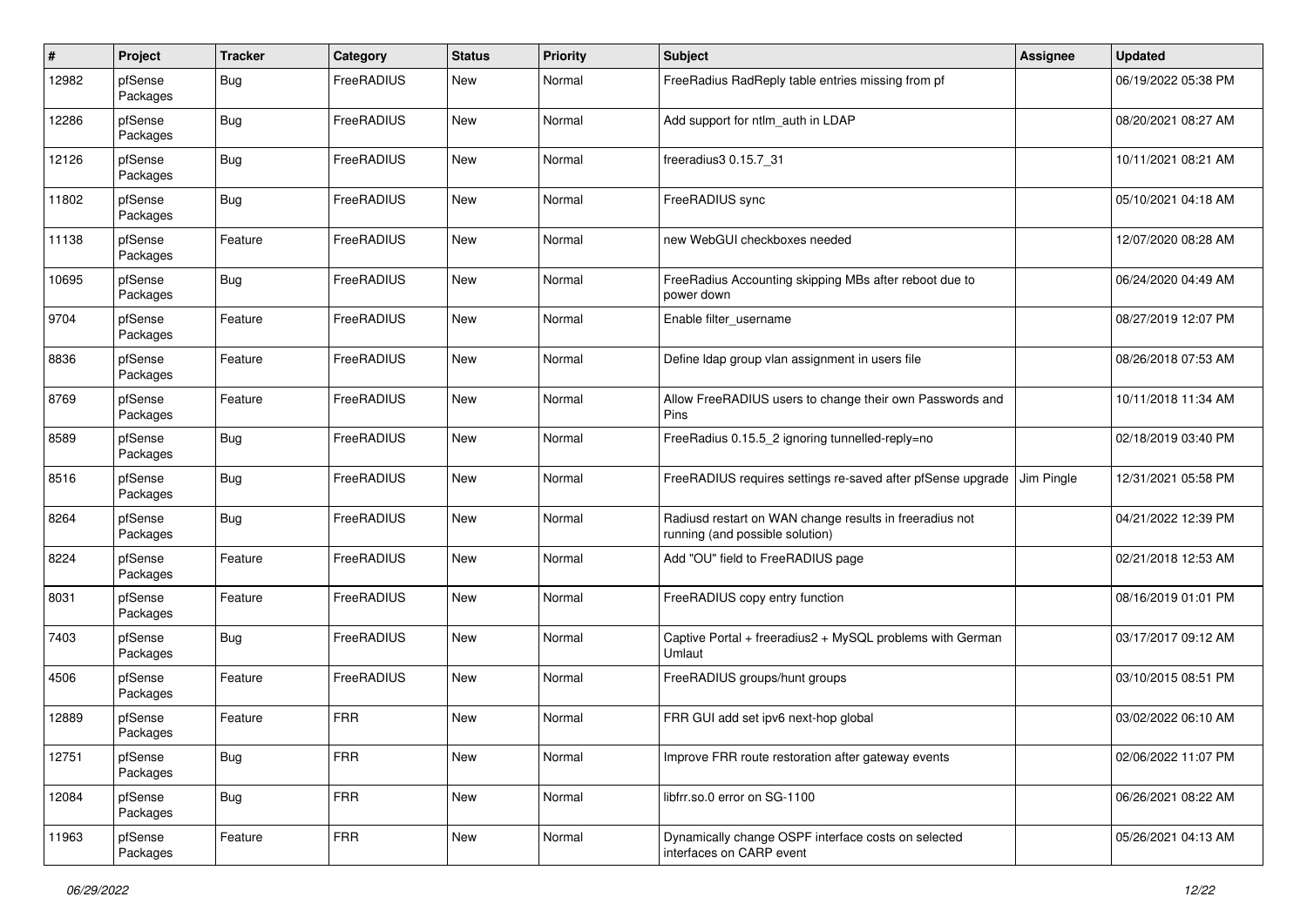| # | Project | Tracker | Category | Status | Priority | Subject | Assignee | Updated |
|---|---|---|---|---|---|---|---|---|
| 12982 | pfSense Packages | Bug | FreeRADIUS | New | Normal | FreeRadius RadReply table entries missing from pf | | 06/19/2022 05:38 PM |
| 12286 | pfSense Packages | Bug | FreeRADIUS | New | Normal | Add support for ntlm_auth in LDAP | | 08/20/2021 08:27 AM |
| 12126 | pfSense Packages | Bug | FreeRADIUS | New | Normal | freeradius3 0.15.7_31 | | 10/11/2021 08:21 AM |
| 11802 | pfSense Packages | Bug | FreeRADIUS | New | Normal | FreeRADIUS sync | | 05/10/2021 04:18 AM |
| 11138 | pfSense Packages | Feature | FreeRADIUS | New | Normal | new WebGUI checkboxes needed | | 12/07/2020 08:28 AM |
| 10695 | pfSense Packages | Bug | FreeRADIUS | New | Normal | FreeRadius Accounting skipping MBs after reboot due to power down | | 06/24/2020 04:49 AM |
| 9704 | pfSense Packages | Feature | FreeRADIUS | New | Normal | Enable filter_username | | 08/27/2019 12:07 PM |
| 8836 | pfSense Packages | Feature | FreeRADIUS | New | Normal | Define ldap group vlan assignment in users file | | 08/26/2018 07:53 AM |
| 8769 | pfSense Packages | Feature | FreeRADIUS | New | Normal | Allow FreeRADIUS users to change their own Passwords and Pins | | 10/11/2018 11:34 AM |
| 8589 | pfSense Packages | Bug | FreeRADIUS | New | Normal | FreeRadius 0.15.5_2 ignoring tunnelled-reply=no | | 02/18/2019 03:40 PM |
| 8516 | pfSense Packages | Bug | FreeRADIUS | New | Normal | FreeRADIUS requires settings re-saved after pfSense upgrade | Jim Pingle | 12/31/2021 05:58 PM |
| 8264 | pfSense Packages | Bug | FreeRADIUS | New | Normal | Radiusd restart on WAN change results in freeradius not running (and possible solution) | | 04/21/2022 12:39 PM |
| 8224 | pfSense Packages | Feature | FreeRADIUS | New | Normal | Add "OU" field to FreeRADIUS page | | 02/21/2018 12:53 AM |
| 8031 | pfSense Packages | Feature | FreeRADIUS | New | Normal | FreeRADIUS copy entry function | | 08/16/2019 01:01 PM |
| 7403 | pfSense Packages | Bug | FreeRADIUS | New | Normal | Captive Portal + freeradius2 + MySQL problems with German Umlaut | | 03/17/2017 09:12 AM |
| 4506 | pfSense Packages | Feature | FreeRADIUS | New | Normal | FreeRADIUS groups/hunt groups | | 03/10/2015 08:51 PM |
| 12889 | pfSense Packages | Feature | FRR | New | Normal | FRR GUI add set ipv6 next-hop global | | 03/02/2022 06:10 AM |
| 12751 | pfSense Packages | Bug | FRR | New | Normal | Improve FRR route restoration after gateway events | | 02/06/2022 11:07 PM |
| 12084 | pfSense Packages | Bug | FRR | New | Normal | libfrr.so.0 error on SG-1100 | | 06/26/2021 08:22 AM |
| 11963 | pfSense Packages | Feature | FRR | New | Normal | Dynamically change OSPF interface costs on selected interfaces on CARP event | | 05/26/2021 04:13 AM |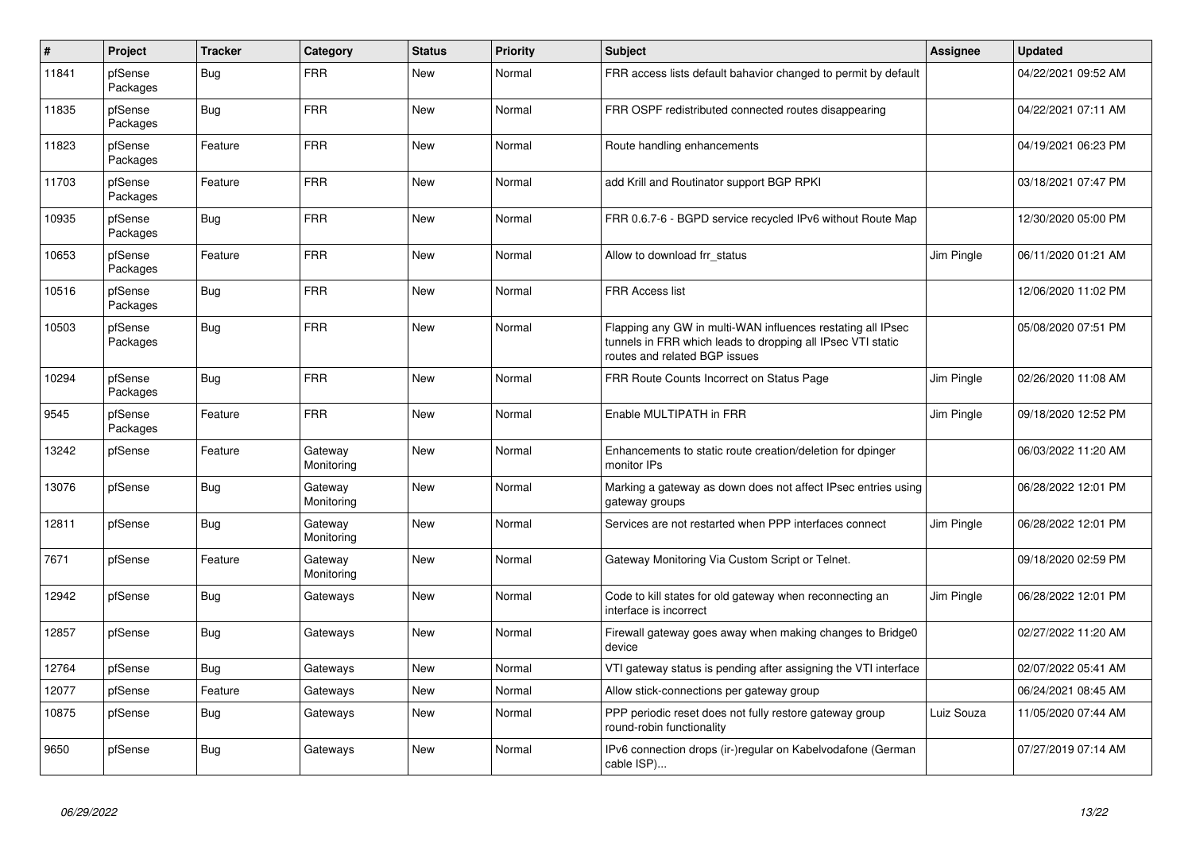| # | Project | Tracker | Category | Status | Priority | Subject | Assignee | Updated |
|---|---|---|---|---|---|---|---|---|
| 11841 | pfSense Packages | Bug | FRR | New | Normal | FRR access lists default bahavior changed to permit by default | | 04/22/2021 09:52 AM |
| 11835 | pfSense Packages | Bug | FRR | New | Normal | FRR OSPF redistributed connected routes disappearing | | 04/22/2021 07:11 AM |
| 11823 | pfSense Packages | Feature | FRR | New | Normal | Route handling enhancements | | 04/19/2021 06:23 PM |
| 11703 | pfSense Packages | Feature | FRR | New | Normal | add Krill and Routinator support BGP RPKI | | 03/18/2021 07:47 PM |
| 10935 | pfSense Packages | Bug | FRR | New | Normal | FRR 0.6.7-6 - BGPD service recycled IPv6 without Route Map | | 12/30/2020 05:00 PM |
| 10653 | pfSense Packages | Feature | FRR | New | Normal | Allow to download frr_status | Jim Pingle | 06/11/2020 01:21 AM |
| 10516 | pfSense Packages | Bug | FRR | New | Normal | FRR Access list | | 12/06/2020 11:02 PM |
| 10503 | pfSense Packages | Bug | FRR | New | Normal | Flapping any GW in multi-WAN influences restating all IPsec tunnels in FRR which leads to dropping all IPsec VTI static routes and related BGP issues | | 05/08/2020 07:51 PM |
| 10294 | pfSense Packages | Bug | FRR | New | Normal | FRR Route Counts Incorrect on Status Page | Jim Pingle | 02/26/2020 11:08 AM |
| 9545 | pfSense Packages | Feature | FRR | New | Normal | Enable MULTIPATH in FRR | Jim Pingle | 09/18/2020 12:52 PM |
| 13242 | pfSense | Feature | Gateway Monitoring | New | Normal | Enhancements to static route creation/deletion for dpinger monitor IPs | | 06/03/2022 11:20 AM |
| 13076 | pfSense | Bug | Gateway Monitoring | New | Normal | Marking a gateway as down does not affect IPsec entries using gateway groups | | 06/28/2022 12:01 PM |
| 12811 | pfSense | Bug | Gateway Monitoring | New | Normal | Services are not restarted when PPP interfaces connect | Jim Pingle | 06/28/2022 12:01 PM |
| 7671 | pfSense | Feature | Gateway Monitoring | New | Normal | Gateway Monitoring Via Custom Script or Telnet. | | 09/18/2020 02:59 PM |
| 12942 | pfSense | Bug | Gateways | New | Normal | Code to kill states for old gateway when reconnecting an interface is incorrect | Jim Pingle | 06/28/2022 12:01 PM |
| 12857 | pfSense | Bug | Gateways | New | Normal | Firewall gateway goes away when making changes to Bridge0 device | | 02/27/2022 11:20 AM |
| 12764 | pfSense | Bug | Gateways | New | Normal | VTI gateway status is pending after assigning the VTI interface | | 02/07/2022 05:41 AM |
| 12077 | pfSense | Feature | Gateways | New | Normal | Allow stick-connections per gateway group | | 06/24/2021 08:45 AM |
| 10875 | pfSense | Bug | Gateways | New | Normal | PPP periodic reset does not fully restore gateway group round-robin functionality | Luiz Souza | 11/05/2020 07:44 AM |
| 9650 | pfSense | Bug | Gateways | New | Normal | IPv6 connection drops (ir-)regular on Kabelvodafone (German cable ISP)... | | 07/27/2019 07:14 AM |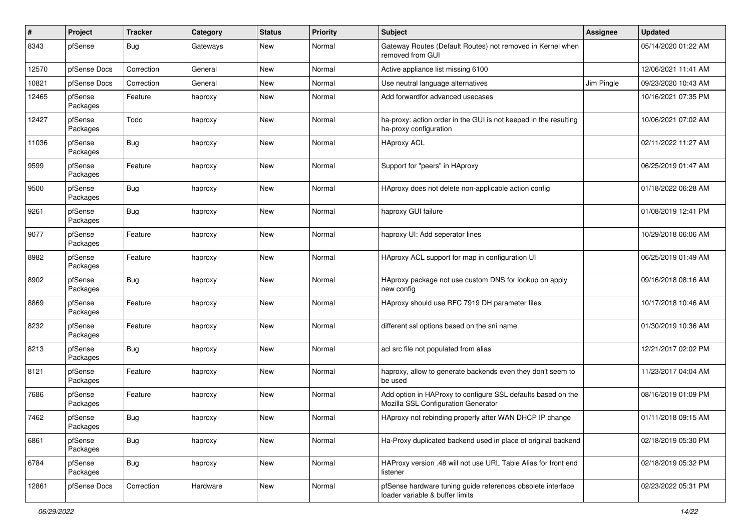| # | Project | Tracker | Category | Status | Priority | Subject | Assignee | Updated |
|---|---|---|---|---|---|---|---|---|
| 8343 | pfSense | Bug | Gateways | New | Normal | Gateway Routes (Default Routes) not removed in Kernel when removed from GUI | | 05/14/2020 01:22 AM |
| 12570 | pfSense Docs | Correction | General | New | Normal | Active appliance list missing 6100 | | 12/06/2021 11:41 AM |
| 10821 | pfSense Docs | Correction | General | New | Normal | Use neutral language alternatives | Jim Pingle | 09/23/2020 10:43 AM |
| 12465 | pfSense Packages | Feature | haproxy | New | Normal | Add forwardfor advanced usecases | | 10/16/2021 07:35 PM |
| 12427 | pfSense Packages | Todo | haproxy | New | Normal | ha-proxy: action order in the GUI is not keeped in the resulting ha-proxy configuration | | 10/06/2021 07:02 AM |
| 11036 | pfSense Packages | Bug | haproxy | New | Normal | HAproxy ACL | | 02/11/2022 11:27 AM |
| 9599 | pfSense Packages | Feature | haproxy | New | Normal | Support for "peers" in HAproxy | | 06/25/2019 01:47 AM |
| 9500 | pfSense Packages | Bug | haproxy | New | Normal | HAproxy does not delete non-applicable action config | | 01/18/2022 06:28 AM |
| 9261 | pfSense Packages | Bug | haproxy | New | Normal | haproxy GUI failure | | 01/08/2019 12:41 PM |
| 9077 | pfSense Packages | Feature | haproxy | New | Normal | haproxy UI: Add seperator lines | | 10/29/2018 06:06 AM |
| 8982 | pfSense Packages | Feature | haproxy | New | Normal | HAproxy ACL support for map in configuration UI | | 06/25/2019 01:49 AM |
| 8902 | pfSense Packages | Bug | haproxy | New | Normal | HAproxy package not use custom DNS for lookup on apply new config | | 09/16/2018 08:16 AM |
| 8869 | pfSense Packages | Feature | haproxy | New | Normal | HAproxy should use RFC 7919 DH parameter files | | 10/17/2018 10:46 AM |
| 8232 | pfSense Packages | Feature | haproxy | New | Normal | different ssl options based on the sni name | | 01/30/2019 10:36 AM |
| 8213 | pfSense Packages | Bug | haproxy | New | Normal | acl src file not populated from alias | | 12/21/2017 02:02 PM |
| 8121 | pfSense Packages | Feature | haproxy | New | Normal | haproxy, allow to generate backends even they don't seem to be used | | 11/23/2017 04:04 AM |
| 7686 | pfSense Packages | Feature | haproxy | New | Normal | Add option in HAProxy to configure SSL defaults based on the Mozilla SSL Configuration Generator | | 08/16/2019 01:09 PM |
| 7462 | pfSense Packages | Bug | haproxy | New | Normal | HAproxy not rebinding properly after WAN DHCP IP change | | 01/11/2018 09:15 AM |
| 6861 | pfSense Packages | Bug | haproxy | New | Normal | Ha-Proxy duplicated backend used in place of original backend | | 02/18/2019 05:30 PM |
| 6784 | pfSense Packages | Bug | haproxy | New | Normal | HAProxy version .48 will not use URL Table Alias for front end listener | | 02/18/2019 05:32 PM |
| 12861 | pfSense Docs | Correction | Hardware | New | Normal | pfSense hardware tuning guide references obsolete interface loader variable & buffer limits | | 02/23/2022 05:31 PM |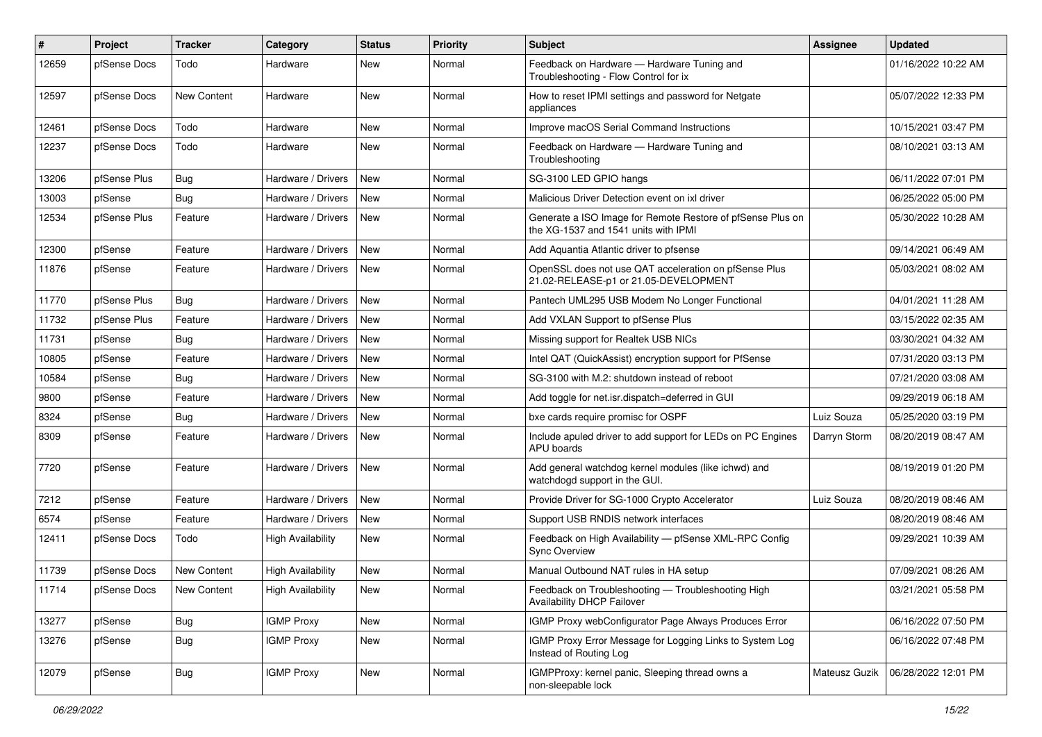| # | Project | Tracker | Category | Status | Priority | Subject | Assignee | Updated |
|---|---|---|---|---|---|---|---|---|
| 12659 | pfSense Docs | Todo | Hardware | New | Normal | Feedback on Hardware — Hardware Tuning and Troubleshooting - Flow Control for ix | | 01/16/2022 10:22 AM |
| 12597 | pfSense Docs | New Content | Hardware | New | Normal | How to reset IPMI settings and password for Netgate appliances | | 05/07/2022 12:33 PM |
| 12461 | pfSense Docs | Todo | Hardware | New | Normal | Improve macOS Serial Command Instructions | | 10/15/2021 03:47 PM |
| 12237 | pfSense Docs | Todo | Hardware | New | Normal | Feedback on Hardware — Hardware Tuning and Troubleshooting | | 08/10/2021 03:13 AM |
| 13206 | pfSense Plus | Bug | Hardware / Drivers | New | Normal | SG-3100 LED GPIO hangs | | 06/11/2022 07:01 PM |
| 13003 | pfSense | Bug | Hardware / Drivers | New | Normal | Malicious Driver Detection event on ixl driver | | 06/25/2022 05:00 PM |
| 12534 | pfSense Plus | Feature | Hardware / Drivers | New | Normal | Generate a ISO Image for Remote Restore of pfSense Plus on the XG-1537 and 1541 units with IPMI | | 05/30/2022 10:28 AM |
| 12300 | pfSense | Feature | Hardware / Drivers | New | Normal | Add Aquantia Atlantic driver to pfsense | | 09/14/2021 06:49 AM |
| 11876 | pfSense | Feature | Hardware / Drivers | New | Normal | OpenSSL does not use QAT acceleration on pfSense Plus 21.02-RELEASE-p1 or 21.05-DEVELOPMENT | | 05/03/2021 08:02 AM |
| 11770 | pfSense Plus | Bug | Hardware / Drivers | New | Normal | Pantech UML295 USB Modem No Longer Functional | | 04/01/2021 11:28 AM |
| 11732 | pfSense Plus | Feature | Hardware / Drivers | New | Normal | Add VXLAN Support to pfSense Plus | | 03/15/2022 02:35 AM |
| 11731 | pfSense | Bug | Hardware / Drivers | New | Normal | Missing support for Realtek USB NICs | | 03/30/2021 04:32 AM |
| 10805 | pfSense | Feature | Hardware / Drivers | New | Normal | Intel QAT (QuickAssist) encryption support for PfSense | | 07/31/2020 03:13 PM |
| 10584 | pfSense | Bug | Hardware / Drivers | New | Normal | SG-3100 with M.2: shutdown instead of reboot | | 07/21/2020 03:08 AM |
| 9800 | pfSense | Feature | Hardware / Drivers | New | Normal | Add toggle for net.isr.dispatch=deferred in GUI | | 09/29/2019 06:18 AM |
| 8324 | pfSense | Bug | Hardware / Drivers | New | Normal | bxe cards require promisc for OSPF | Luiz Souza | 05/25/2020 03:19 PM |
| 8309 | pfSense | Feature | Hardware / Drivers | New | Normal | Include apuled driver to add support for LEDs on PC Engines APU boards | Darryn Storm | 08/20/2019 08:47 AM |
| 7720 | pfSense | Feature | Hardware / Drivers | New | Normal | Add general watchdog kernel modules (like ichwd) and watchdogd support in the GUI. | | 08/19/2019 01:20 PM |
| 7212 | pfSense | Feature | Hardware / Drivers | New | Normal | Provide Driver for SG-1000 Crypto Accelerator | Luiz Souza | 08/20/2019 08:46 AM |
| 6574 | pfSense | Feature | Hardware / Drivers | New | Normal | Support USB RNDIS network interfaces | | 08/20/2019 08:46 AM |
| 12411 | pfSense Docs | Todo | High Availability | New | Normal | Feedback on High Availability — pfSense XML-RPC Config Sync Overview | | 09/29/2021 10:39 AM |
| 11739 | pfSense Docs | New Content | High Availability | New | Normal | Manual Outbound NAT rules in HA setup | | 07/09/2021 08:26 AM |
| 11714 | pfSense Docs | New Content | High Availability | New | Normal | Feedback on Troubleshooting — Troubleshooting High Availability DHCP Failover | | 03/21/2021 05:58 PM |
| 13277 | pfSense | Bug | IGMP Proxy | New | Normal | IGMP Proxy webConfigurator Page Always Produces Error | | 06/16/2022 07:50 PM |
| 13276 | pfSense | Bug | IGMP Proxy | New | Normal | IGMP Proxy Error Message for Logging Links to System Log Instead of Routing Log | | 06/16/2022 07:48 PM |
| 12079 | pfSense | Bug | IGMP Proxy | New | Normal | IGMPProxy: kernel panic, Sleeping thread owns a non-sleepable lock | Mateusz Guzik | 06/28/2022 12:01 PM |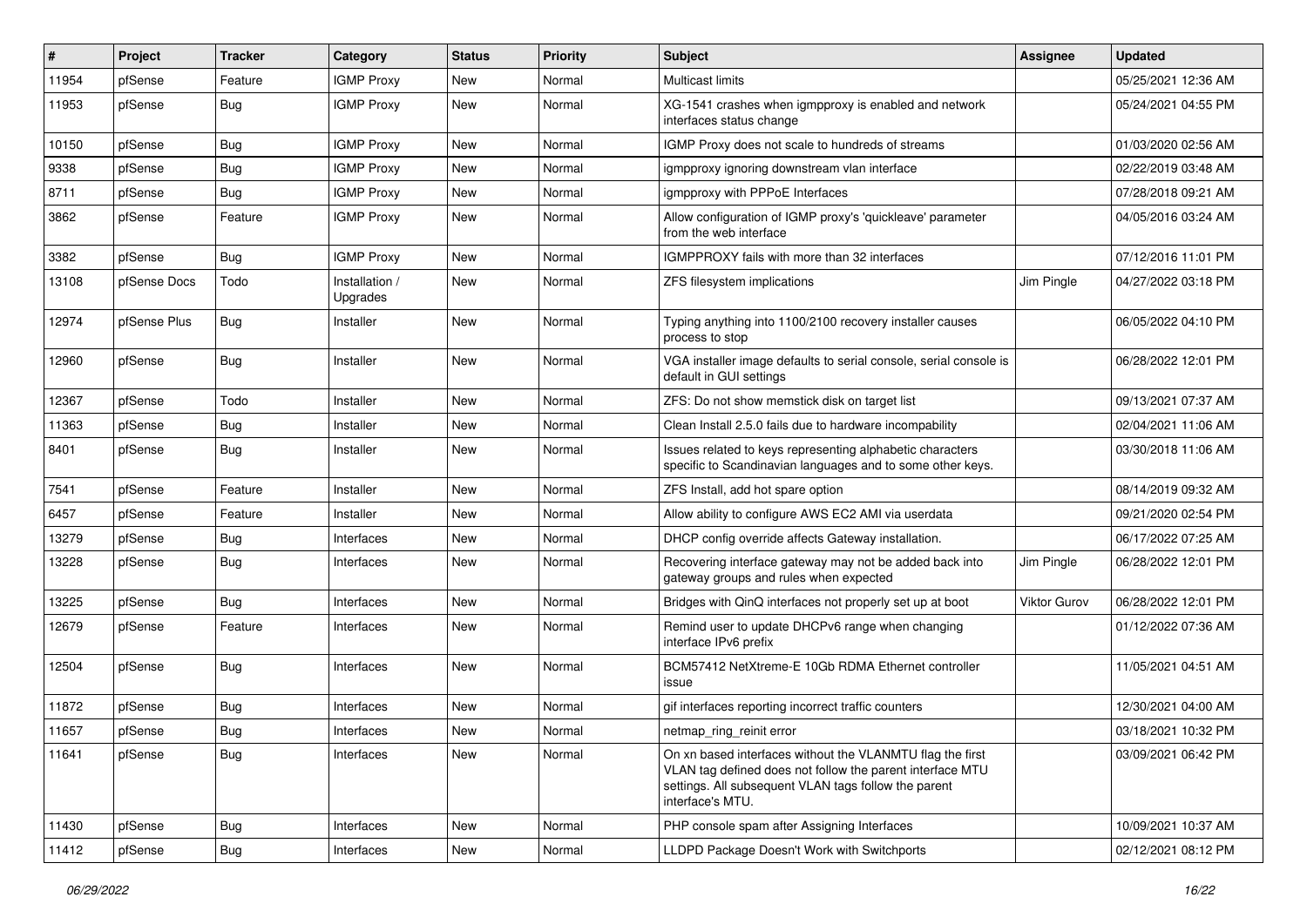| # | Project | Tracker | Category | Status | Priority | Subject | Assignee | Updated |
|---|---|---|---|---|---|---|---|---|
| 11954 | pfSense | Feature | IGMP Proxy | New | Normal | Multicast limits | | 05/25/2021 12:36 AM |
| 11953 | pfSense | Bug | IGMP Proxy | New | Normal | XG-1541 crashes when igmpproxy is enabled and network interfaces status change | | 05/24/2021 04:55 PM |
| 10150 | pfSense | Bug | IGMP Proxy | New | Normal | IGMP Proxy does not scale to hundreds of streams | | 01/03/2020 02:56 AM |
| 9338 | pfSense | Bug | IGMP Proxy | New | Normal | igmpproxy ignoring downstream vlan interface | | 02/22/2019 03:48 AM |
| 8711 | pfSense | Bug | IGMP Proxy | New | Normal | igmpproxy with PPPoE Interfaces | | 07/28/2018 09:21 AM |
| 3862 | pfSense | Feature | IGMP Proxy | New | Normal | Allow configuration of IGMP proxy's 'quickleave' parameter from the web interface | | 04/05/2016 03:24 AM |
| 3382 | pfSense | Bug | IGMP Proxy | New | Normal | IGMPPROXY fails with more than 32 interfaces | | 07/12/2016 11:01 PM |
| 13108 | pfSense Docs | Todo | Installation / Upgrades | New | Normal | ZFS filesystem implications | Jim Pingle | 04/27/2022 03:18 PM |
| 12974 | pfSense Plus | Bug | Installer | New | Normal | Typing anything into 1100/2100 recovery installer causes process to stop | | 06/05/2022 04:10 PM |
| 12960 | pfSense | Bug | Installer | New | Normal | VGA installer image defaults to serial console, serial console is default in GUI settings | | 06/28/2022 12:01 PM |
| 12367 | pfSense | Todo | Installer | New | Normal | ZFS: Do not show memstick disk on target list | | 09/13/2021 07:37 AM |
| 11363 | pfSense | Bug | Installer | New | Normal | Clean Install 2.5.0 fails due to hardware incompability | | 02/04/2021 11:06 AM |
| 8401 | pfSense | Bug | Installer | New | Normal | Issues related to keys representing alphabetic characters specific to Scandinavian languages and to some other keys. | | 03/30/2018 11:06 AM |
| 7541 | pfSense | Feature | Installer | New | Normal | ZFS Install, add hot spare option | | 08/14/2019 09:32 AM |
| 6457 | pfSense | Feature | Installer | New | Normal | Allow ability to configure AWS EC2 AMI via userdata | | 09/21/2020 02:54 PM |
| 13279 | pfSense | Bug | Interfaces | New | Normal | DHCP config override affects Gateway installation. | | 06/17/2022 07:25 AM |
| 13228 | pfSense | Bug | Interfaces | New | Normal | Recovering interface gateway may not be added back into gateway groups and rules when expected | Jim Pingle | 06/28/2022 12:01 PM |
| 13225 | pfSense | Bug | Interfaces | New | Normal | Bridges with QinQ interfaces not properly set up at boot | Viktor Gurov | 06/28/2022 12:01 PM |
| 12679 | pfSense | Feature | Interfaces | New | Normal | Remind user to update DHCPv6 range when changing interface IPv6 prefix | | 01/12/2022 07:36 AM |
| 12504 | pfSense | Bug | Interfaces | New | Normal | BCM57412 NetXtreme-E 10Gb RDMA Ethernet controller issue | | 11/05/2021 04:51 AM |
| 11872 | pfSense | Bug | Interfaces | New | Normal | gif interfaces reporting incorrect traffic counters | | 12/30/2021 04:00 AM |
| 11657 | pfSense | Bug | Interfaces | New | Normal | netmap_ring_reinit error | | 03/18/2021 10:32 PM |
| 11641 | pfSense | Bug | Interfaces | New | Normal | On xn based interfaces without the VLANMTU flag the first VLAN tag defined does not follow the parent interface MTU settings. All subsequent VLAN tags follow the parent interface's MTU. | | 03/09/2021 06:42 PM |
| 11430 | pfSense | Bug | Interfaces | New | Normal | PHP console spam after Assigning Interfaces | | 10/09/2021 10:37 AM |
| 11412 | pfSense | Bug | Interfaces | New | Normal | LLDPD Package Doesn't Work with Switchports | | 02/12/2021 08:12 PM |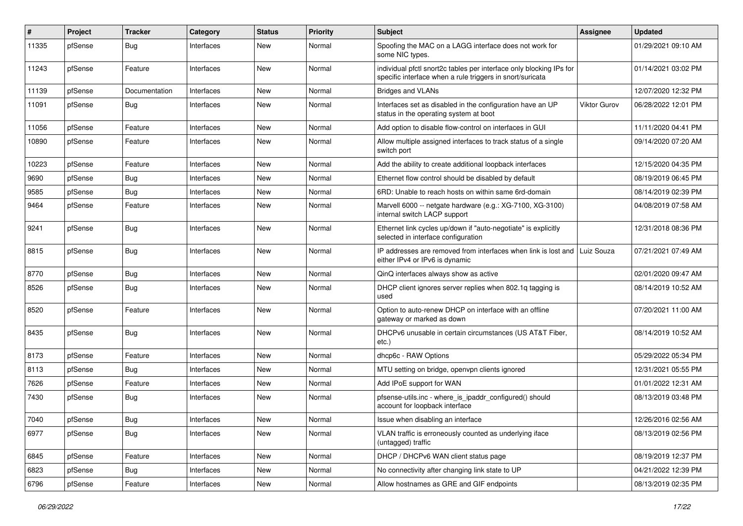| # | Project | Tracker | Category | Status | Priority | Subject | Assignee | Updated |
|---|---|---|---|---|---|---|---|---|
| 11335 | pfSense | Bug | Interfaces | New | Normal | Spoofing the MAC on a LAGG interface does not work for some NIC types. | | 01/29/2021 09:10 AM |
| 11243 | pfSense | Feature | Interfaces | New | Normal | individual pfctl snort2c tables per interface only blocking IPs for specific interface when a rule triggers in snort/suricata | | 01/14/2021 03:02 PM |
| 11139 | pfSense | Documentation | Interfaces | New | Normal | Bridges and VLANs | | 12/07/2020 12:32 PM |
| 11091 | pfSense | Bug | Interfaces | New | Normal | Interfaces set as disabled in the configuration have an UP status in the operating system at boot | Viktor Gurov | 06/28/2022 12:01 PM |
| 11056 | pfSense | Feature | Interfaces | New | Normal | Add option to disable flow-control on interfaces in GUI | | 11/11/2020 04:41 PM |
| 10890 | pfSense | Feature | Interfaces | New | Normal | Allow multiple assigned interfaces to track status of a single switch port | | 09/14/2020 07:20 AM |
| 10223 | pfSense | Feature | Interfaces | New | Normal | Add the ability to create additional loopback interfaces | | 12/15/2020 04:35 PM |
| 9690 | pfSense | Bug | Interfaces | New | Normal | Ethernet flow control should be disabled by default | | 08/19/2019 06:45 PM |
| 9585 | pfSense | Bug | Interfaces | New | Normal | 6RD: Unable to reach hosts on within same 6rd-domain | | 08/14/2019 02:39 PM |
| 9464 | pfSense | Feature | Interfaces | New | Normal | Marvell 6000 -- netgate hardware (e.g.: XG-7100, XG-3100) internal switch LACP support | | 04/08/2019 07:58 AM |
| 9241 | pfSense | Bug | Interfaces | New | Normal | Ethernet link cycles up/down if "auto-negotiate" is explicitly selected in interface configuration | | 12/31/2018 08:36 PM |
| 8815 | pfSense | Bug | Interfaces | New | Normal | IP addresses are removed from interfaces when link is lost and either IPv4 or IPv6 is dynamic | Luiz Souza | 07/21/2021 07:49 AM |
| 8770 | pfSense | Bug | Interfaces | New | Normal | QinQ interfaces always show as active | | 02/01/2020 09:47 AM |
| 8526 | pfSense | Bug | Interfaces | New | Normal | DHCP client ignores server replies when 802.1q tagging is used | | 08/14/2019 10:52 AM |
| 8520 | pfSense | Feature | Interfaces | New | Normal | Option to auto-renew DHCP on interface with an offline gateway or marked as down | | 07/20/2021 11:00 AM |
| 8435 | pfSense | Bug | Interfaces | New | Normal | DHCPv6 unusable in certain circumstances (US AT&T Fiber, etc.) | | 08/14/2019 10:52 AM |
| 8173 | pfSense | Feature | Interfaces | New | Normal | dhcp6c - RAW Options | | 05/29/2022 05:34 PM |
| 8113 | pfSense | Bug | Interfaces | New | Normal | MTU setting on bridge, openvpn clients ignored | | 12/31/2021 05:55 PM |
| 7626 | pfSense | Feature | Interfaces | New | Normal | Add IPoE support for WAN | | 01/01/2022 12:31 AM |
| 7430 | pfSense | Bug | Interfaces | New | Normal | pfsense-utils.inc - where_is_ipaddr_configured() should account for loopback interface | | 08/13/2019 03:48 PM |
| 7040 | pfSense | Bug | Interfaces | New | Normal | Issue when disabling an interface | | 12/26/2016 02:56 AM |
| 6977 | pfSense | Bug | Interfaces | New | Normal | VLAN traffic is erroneously counted as underlying iface (untagged) traffic | | 08/13/2019 02:56 PM |
| 6845 | pfSense | Feature | Interfaces | New | Normal | DHCP / DHCPv6 WAN client status page | | 08/19/2019 12:37 PM |
| 6823 | pfSense | Bug | Interfaces | New | Normal | No connectivity after changing link state to UP | | 04/21/2022 12:39 PM |
| 6796 | pfSense | Feature | Interfaces | New | Normal | Allow hostnames as GRE and GIF endpoints | | 08/13/2019 02:35 PM |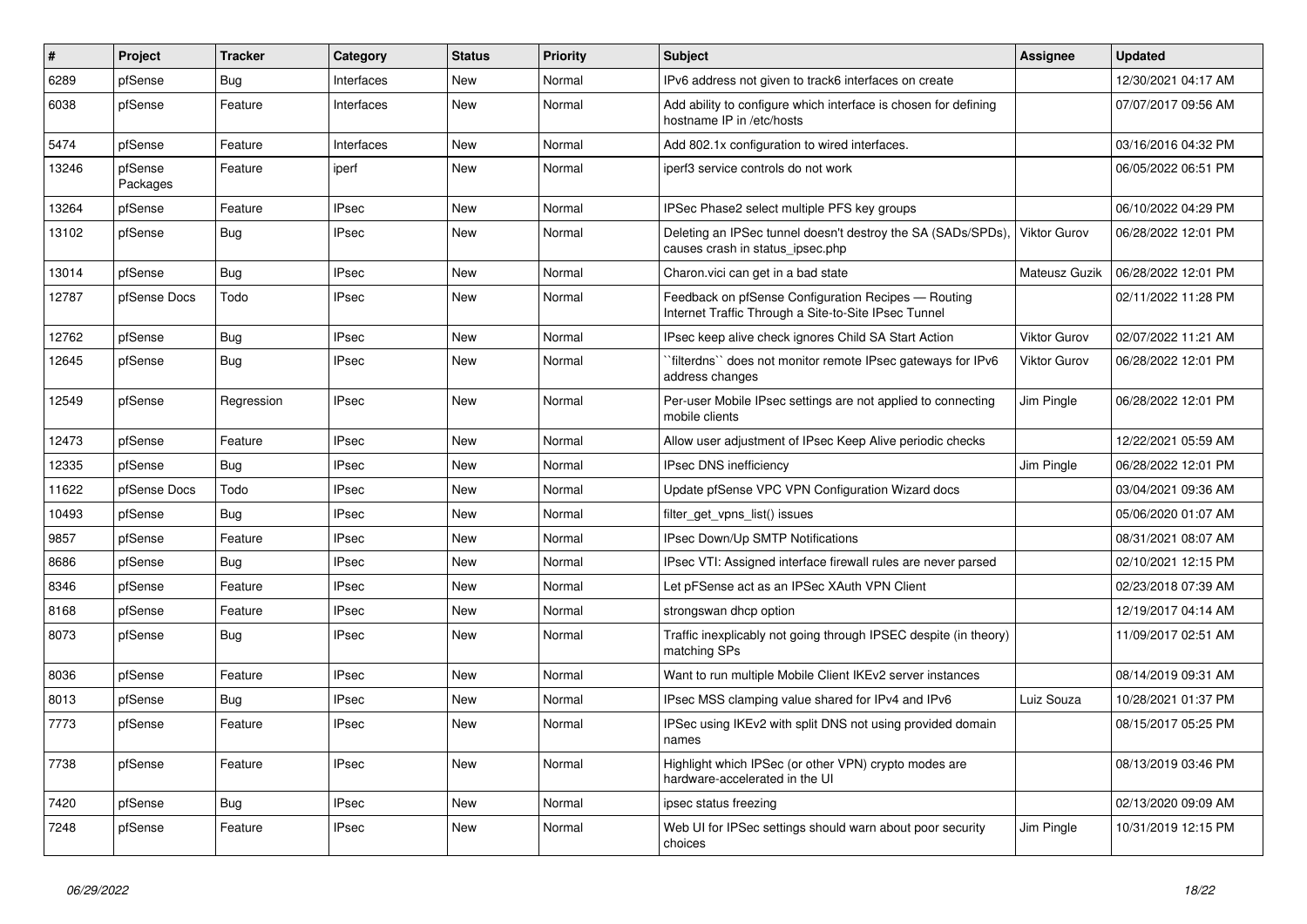| # | Project | Tracker | Category | Status | Priority | Subject | Assignee | Updated |
|---|---|---|---|---|---|---|---|---|
| 6289 | pfSense | Bug | Interfaces | New | Normal | IPv6 address not given to track6 interfaces on create | | 12/30/2021 04:17 AM |
| 6038 | pfSense | Feature | Interfaces | New | Normal | Add ability to configure which interface is chosen for defining hostname IP in /etc/hosts | | 07/07/2017 09:56 AM |
| 5474 | pfSense | Feature | Interfaces | New | Normal | Add 802.1x configuration to wired interfaces. | | 03/16/2016 04:32 PM |
| 13246 | pfSense Packages | Feature | iperf | New | Normal | iperf3 service controls do not work | | 06/05/2022 06:51 PM |
| 13264 | pfSense | Feature | IPsec | New | Normal | IPSec Phase2 select multiple PFS key groups | | 06/10/2022 04:29 PM |
| 13102 | pfSense | Bug | IPsec | New | Normal | Deleting an IPSec tunnel doesn't destroy the SA (SADs/SPDs), causes crash in status_ipsec.php | Viktor Gurov | 06/28/2022 12:01 PM |
| 13014 | pfSense | Bug | IPsec | New | Normal | Charon.vici can get in a bad state | Mateusz Guzik | 06/28/2022 12:01 PM |
| 12787 | pfSense Docs | Todo | IPsec | New | Normal | Feedback on pfSense Configuration Recipes — Routing Internet Traffic Through a Site-to-Site IPsec Tunnel | | 02/11/2022 11:28 PM |
| 12762 | pfSense | Bug | IPsec | New | Normal | IPsec keep alive check ignores Child SA Start Action | Viktor Gurov | 02/07/2022 11:21 AM |
| 12645 | pfSense | Bug | IPsec | New | Normal | ``filterdns`` does not monitor remote IPsec gateways for IPv6 address changes | Viktor Gurov | 06/28/2022 12:01 PM |
| 12549 | pfSense | Regression | IPsec | New | Normal | Per-user Mobile IPsec settings are not applied to connecting mobile clients | Jim Pingle | 06/28/2022 12:01 PM |
| 12473 | pfSense | Feature | IPsec | New | Normal | Allow user adjustment of IPsec Keep Alive periodic checks | | 12/22/2021 05:59 AM |
| 12335 | pfSense | Bug | IPsec | New | Normal | IPsec DNS inefficiency | Jim Pingle | 06/28/2022 12:01 PM |
| 11622 | pfSense Docs | Todo | IPsec | New | Normal | Update pfSense VPC VPN Configuration Wizard docs | | 03/04/2021 09:36 AM |
| 10493 | pfSense | Bug | IPsec | New | Normal | filter_get_vpns_list() issues | | 05/06/2020 01:07 AM |
| 9857 | pfSense | Feature | IPsec | New | Normal | IPsec Down/Up SMTP Notifications | | 08/31/2021 08:07 AM |
| 8686 | pfSense | Bug | IPsec | New | Normal | IPsec VTI: Assigned interface firewall rules are never parsed | | 02/10/2021 12:15 PM |
| 8346 | pfSense | Feature | IPsec | New | Normal | Let pFSense act as an IPSec XAuth VPN Client | | 02/23/2018 07:39 AM |
| 8168 | pfSense | Feature | IPsec | New | Normal | strongswan dhcp option | | 12/19/2017 04:14 AM |
| 8073 | pfSense | Bug | IPsec | New | Normal | Traffic inexplicably not going through IPSEC despite (in theory) matching SPs | | 11/09/2017 02:51 AM |
| 8036 | pfSense | Feature | IPsec | New | Normal | Want to run multiple Mobile Client IKEv2 server instances | | 08/14/2019 09:31 AM |
| 8013 | pfSense | Bug | IPsec | New | Normal | IPsec MSS clamping value shared for IPv4 and IPv6 | Luiz Souza | 10/28/2021 01:37 PM |
| 7773 | pfSense | Feature | IPsec | New | Normal | IPSec using IKEv2 with split DNS not using provided domain names | | 08/15/2017 05:25 PM |
| 7738 | pfSense | Feature | IPsec | New | Normal | Highlight which IPSec (or other VPN) crypto modes are hardware-accelerated in the UI | | 08/13/2019 03:46 PM |
| 7420 | pfSense | Bug | IPsec | New | Normal | ipsec status freezing | | 02/13/2020 09:09 AM |
| 7248 | pfSense | Feature | IPsec | New | Normal | Web UI for IPSec settings should warn about poor security choices | Jim Pingle | 10/31/2019 12:15 PM |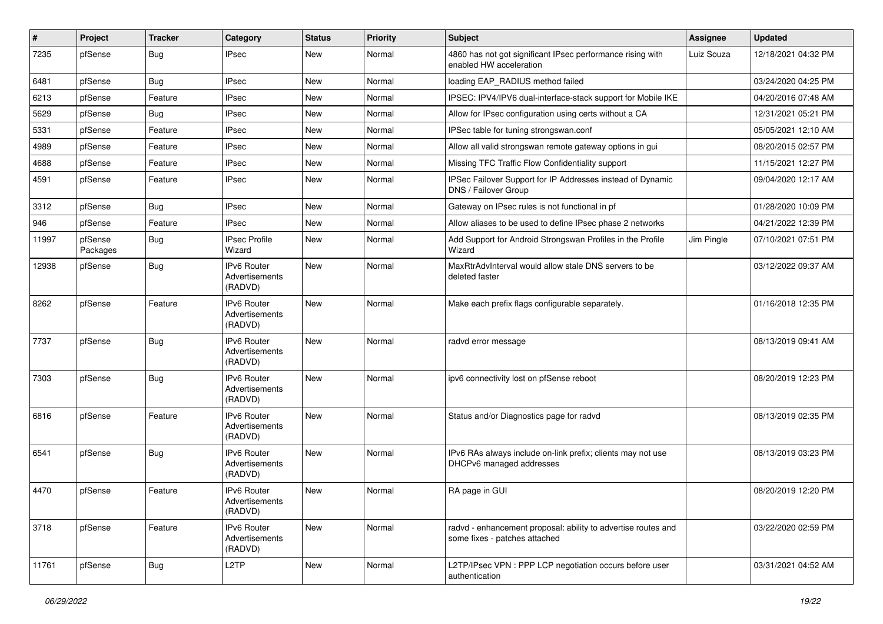| # | Project | Tracker | Category | Status | Priority | Subject | Assignee | Updated |
|---|---|---|---|---|---|---|---|---|
| 7235 | pfSense | Bug | IPsec | New | Normal | 4860 has not got significant IPsec performance rising with enabled HW acceleration | Luiz Souza | 12/18/2021 04:32 PM |
| 6481 | pfSense | Bug | IPsec | New | Normal | loading EAP_RADIUS method failed | | 03/24/2020 04:25 PM |
| 6213 | pfSense | Feature | IPsec | New | Normal | IPSEC: IPV4/IPV6 dual-interface-stack support for Mobile IKE | | 04/20/2016 07:48 AM |
| 5629 | pfSense | Bug | IPsec | New | Normal | Allow for IPsec configuration using certs without a CA | | 12/31/2021 05:21 PM |
| 5331 | pfSense | Feature | IPsec | New | Normal | IPSec table for tuning strongswan.conf | | 05/05/2021 12:10 AM |
| 4989 | pfSense | Feature | IPsec | New | Normal | Allow all valid strongswan remote gateway options in gui | | 08/20/2015 02:57 PM |
| 4688 | pfSense | Feature | IPsec | New | Normal | Missing TFC Traffic Flow Confidentiality support | | 11/15/2021 12:27 PM |
| 4591 | pfSense | Feature | IPsec | New | Normal | IPSec Failover Support for IP Addresses instead of Dynamic DNS / Failover Group | | 09/04/2020 12:17 AM |
| 3312 | pfSense | Bug | IPsec | New | Normal | Gateway on IPsec rules is not functional in pf | | 01/28/2020 10:09 PM |
| 946 | pfSense | Feature | IPsec | New | Normal | Allow aliases to be used to define IPsec phase 2 networks | | 04/21/2022 12:39 PM |
| 11997 | pfSense Packages | Bug | IPsec Profile Wizard | New | Normal | Add Support for Android Strongswan Profiles in the Profile Wizard | Jim Pingle | 07/10/2021 07:51 PM |
| 12938 | pfSense | Bug | IPv6 Router Advertisements (RADVD) | New | Normal | MaxRtrAdvInterval would allow stale DNS servers to be deleted faster | | 03/12/2022 09:37 AM |
| 8262 | pfSense | Feature | IPv6 Router Advertisements (RADVD) | New | Normal | Make each prefix flags configurable separately. | | 01/16/2018 12:35 PM |
| 7737 | pfSense | Bug | IPv6 Router Advertisements (RADVD) | New | Normal | radvd error message | | 08/13/2019 09:41 AM |
| 7303 | pfSense | Bug | IPv6 Router Advertisements (RADVD) | New | Normal | ipv6 connectivity lost on pfSense reboot | | 08/20/2019 12:23 PM |
| 6816 | pfSense | Feature | IPv6 Router Advertisements (RADVD) | New | Normal | Status and/or Diagnostics page for radvd | | 08/13/2019 02:35 PM |
| 6541 | pfSense | Bug | IPv6 Router Advertisements (RADVD) | New | Normal | IPv6 RAs always include on-link prefix; clients may not use DHCPv6 managed addresses | | 08/13/2019 03:23 PM |
| 4470 | pfSense | Feature | IPv6 Router Advertisements (RADVD) | New | Normal | RA page in GUI | | 08/20/2019 12:20 PM |
| 3718 | pfSense | Feature | IPv6 Router Advertisements (RADVD) | New | Normal | radvd - enhancement proposal: ability to advertise routes and some fixes - patches attached | | 03/22/2020 02:59 PM |
| 11761 | pfSense | Bug | L2TP | New | Normal | L2TP/IPsec VPN : PPP LCP negotiation occurs before user authentication | | 03/31/2021 04:52 AM |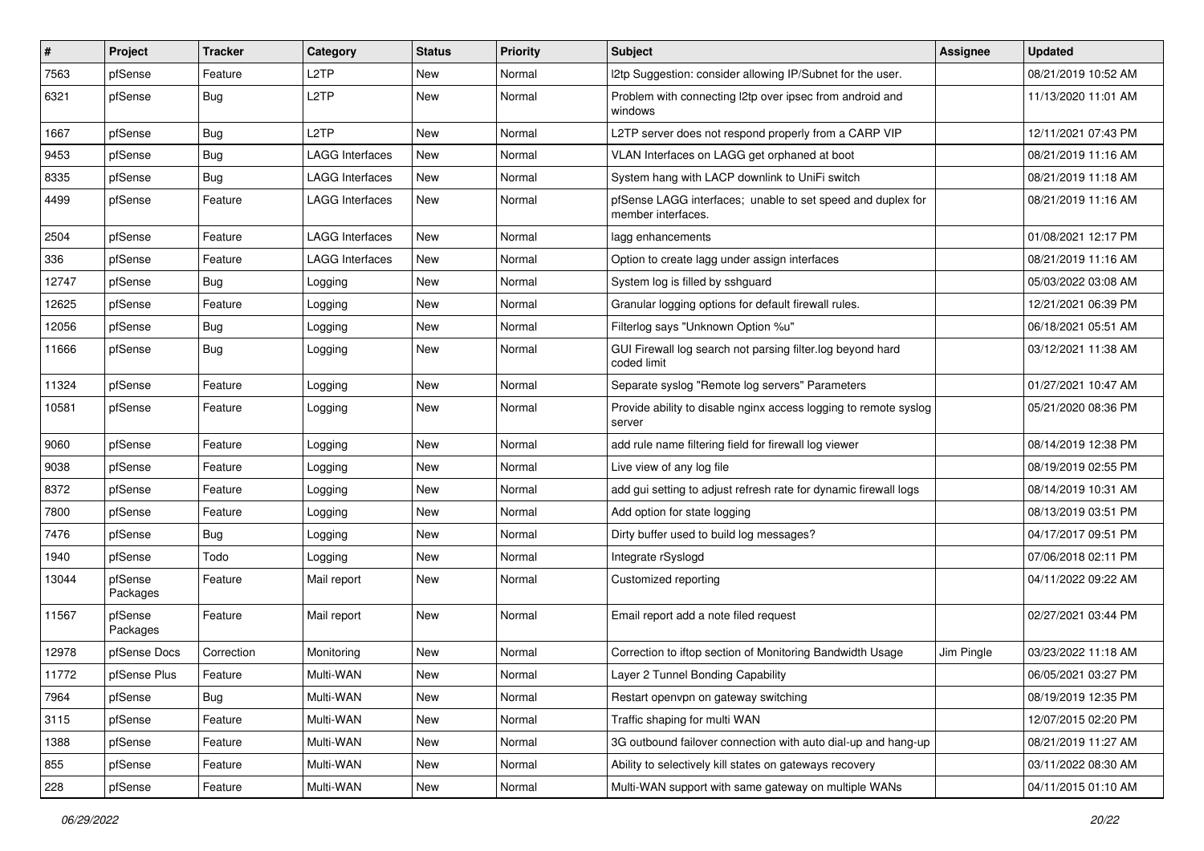| # | Project | Tracker | Category | Status | Priority | Subject | Assignee | Updated |
|---|---|---|---|---|---|---|---|---|
| 7563 | pfSense | Feature | L2TP | New | Normal | l2tp Suggestion: consider allowing IP/Subnet for the user. | | 08/21/2019 10:52 AM |
| 6321 | pfSense | Bug | L2TP | New | Normal | Problem with connecting l2tp over ipsec from android and windows | | 11/13/2020 11:01 AM |
| 1667 | pfSense | Bug | L2TP | New | Normal | L2TP server does not respond properly from a CARP VIP | | 12/11/2021 07:43 PM |
| 9453 | pfSense | Bug | LAGG Interfaces | New | Normal | VLAN Interfaces on LAGG get orphaned at boot | | 08/21/2019 11:16 AM |
| 8335 | pfSense | Bug | LAGG Interfaces | New | Normal | System hang with LACP downlink to UniFi switch | | 08/21/2019 11:18 AM |
| 4499 | pfSense | Feature | LAGG Interfaces | New | Normal | pfSense LAGG interfaces; unable to set speed and duplex for member interfaces. | | 08/21/2019 11:16 AM |
| 2504 | pfSense | Feature | LAGG Interfaces | New | Normal | lagg enhancements | | 01/08/2021 12:17 PM |
| 336 | pfSense | Feature | LAGG Interfaces | New | Normal | Option to create lagg under assign interfaces | | 08/21/2019 11:16 AM |
| 12747 | pfSense | Bug | Logging | New | Normal | System log is filled by sshguard | | 05/03/2022 03:08 AM |
| 12625 | pfSense | Feature | Logging | New | Normal | Granular logging options for default firewall rules. | | 12/21/2021 06:39 PM |
| 12056 | pfSense | Bug | Logging | New | Normal | Filterlog says "Unknown Option %u" | | 06/18/2021 05:51 AM |
| 11666 | pfSense | Bug | Logging | New | Normal | GUI Firewall log search not parsing filter.log beyond hard coded limit | | 03/12/2021 11:38 AM |
| 11324 | pfSense | Feature | Logging | New | Normal | Separate syslog "Remote log servers" Parameters | | 01/27/2021 10:47 AM |
| 10581 | pfSense | Feature | Logging | New | Normal | Provide ability to disable nginx access logging to remote syslog server | | 05/21/2020 08:36 PM |
| 9060 | pfSense | Feature | Logging | New | Normal | add rule name filtering field for firewall log viewer | | 08/14/2019 12:38 PM |
| 9038 | pfSense | Feature | Logging | New | Normal | Live view of any log file | | 08/19/2019 02:55 PM |
| 8372 | pfSense | Feature | Logging | New | Normal | add gui setting to adjust refresh rate for dynamic firewall logs | | 08/14/2019 10:31 AM |
| 7800 | pfSense | Feature | Logging | New | Normal | Add option for state logging | | 08/13/2019 03:51 PM |
| 7476 | pfSense | Bug | Logging | New | Normal | Dirty buffer used to build log messages? | | 04/17/2017 09:51 PM |
| 1940 | pfSense | Todo | Logging | New | Normal | Integrate rSyslogd | | 07/06/2018 02:11 PM |
| 13044 | pfSense Packages | Feature | Mail report | New | Normal | Customized reporting | | 04/11/2022 09:22 AM |
| 11567 | pfSense Packages | Feature | Mail report | New | Normal | Email report add a note filed request | | 02/27/2021 03:44 PM |
| 12978 | pfSense Docs | Correction | Monitoring | New | Normal | Correction to iftop section of Monitoring Bandwidth Usage | Jim Pingle | 03/23/2022 11:18 AM |
| 11772 | pfSense Plus | Feature | Multi-WAN | New | Normal | Layer 2 Tunnel Bonding Capability | | 06/05/2021 03:27 PM |
| 7964 | pfSense | Bug | Multi-WAN | New | Normal | Restart openvpn on gateway switching | | 08/19/2019 12:35 PM |
| 3115 | pfSense | Feature | Multi-WAN | New | Normal | Traffic shaping for multi WAN | | 12/07/2015 02:20 PM |
| 1388 | pfSense | Feature | Multi-WAN | New | Normal | 3G outbound failover connection with auto dial-up and hang-up | | 08/21/2019 11:27 AM |
| 855 | pfSense | Feature | Multi-WAN | New | Normal | Ability to selectively kill states on gateways recovery | | 03/11/2022 08:30 AM |
| 228 | pfSense | Feature | Multi-WAN | New | Normal | Multi-WAN support with same gateway on multiple WANs | | 04/11/2015 01:10 AM |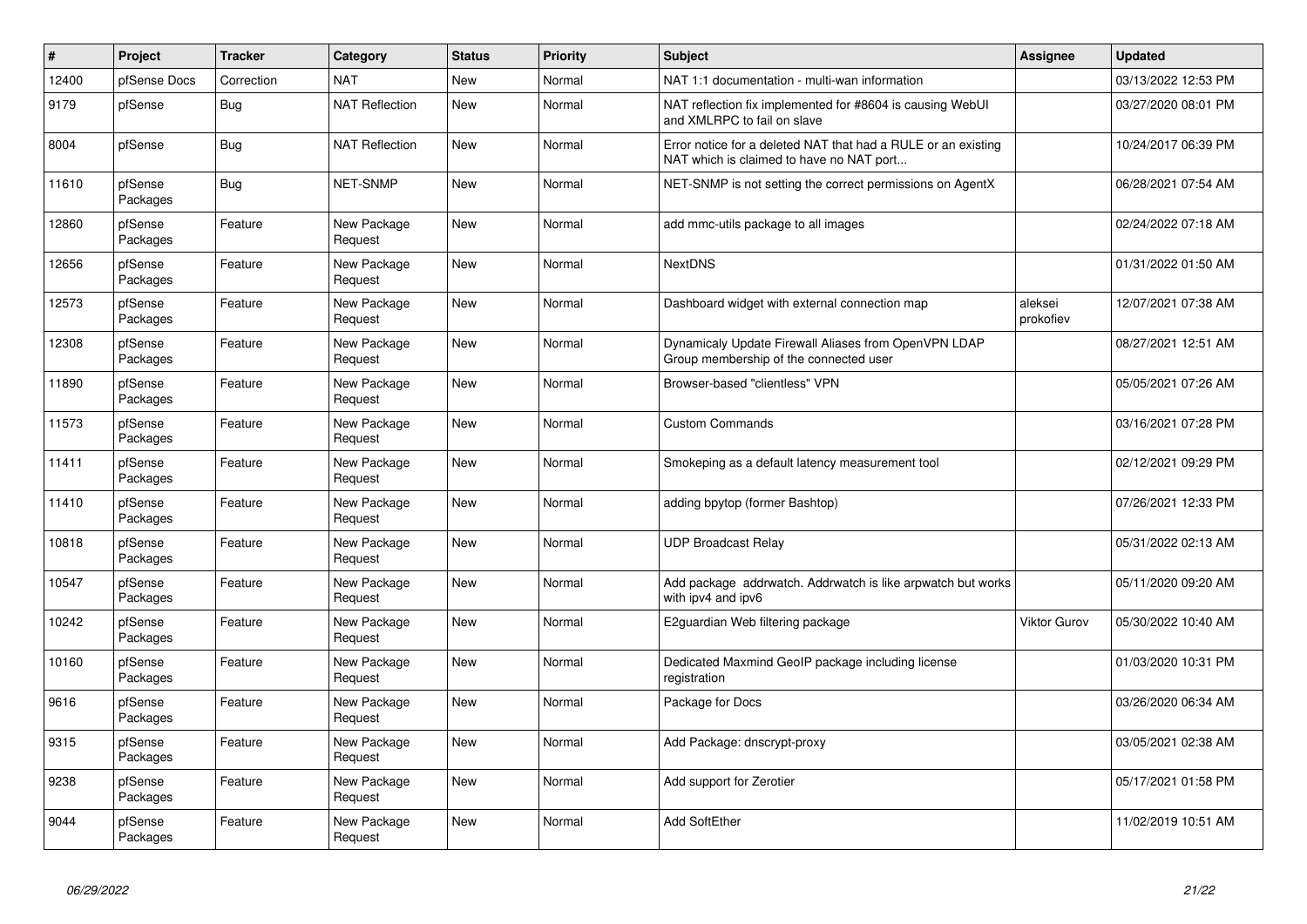| # | Project | Tracker | Category | Status | Priority | Subject | Assignee | Updated |
|---|---|---|---|---|---|---|---|---|
| 12400 | pfSense Docs | Correction | NAT | New | Normal | NAT 1:1 documentation - multi-wan information | | 03/13/2022 12:53 PM |
| 9179 | pfSense | Bug | NAT Reflection | New | Normal | NAT reflection fix implemented for #8604 is causing WebUI and XMLRPC to fail on slave | | 03/27/2020 08:01 PM |
| 8004 | pfSense | Bug | NAT Reflection | New | Normal | Error notice for a deleted NAT that had a RULE or an existing NAT which is claimed to have no NAT port... | | 10/24/2017 06:39 PM |
| 11610 | pfSense Packages | Bug | NET-SNMP | New | Normal | NET-SNMP is not setting the correct permissions on AgentX | | 06/28/2021 07:54 AM |
| 12860 | pfSense Packages | Feature | New Package Request | New | Normal | add mmc-utils package to all images | | 02/24/2022 07:18 AM |
| 12656 | pfSense Packages | Feature | New Package Request | New | Normal | NextDNS | | 01/31/2022 01:50 AM |
| 12573 | pfSense Packages | Feature | New Package Request | New | Normal | Dashboard widget with external connection map | aleksei prokofiev | 12/07/2021 07:38 AM |
| 12308 | pfSense Packages | Feature | New Package Request | New | Normal | Dynamicaly Update Firewall Aliases from OpenVPN LDAP Group membership of the connected user | | 08/27/2021 12:51 AM |
| 11890 | pfSense Packages | Feature | New Package Request | New | Normal | Browser-based "clientless" VPN | | 05/05/2021 07:26 AM |
| 11573 | pfSense Packages | Feature | New Package Request | New | Normal | Custom Commands | | 03/16/2021 07:28 PM |
| 11411 | pfSense Packages | Feature | New Package Request | New | Normal | Smokeping as a default latency measurement tool | | 02/12/2021 09:29 PM |
| 11410 | pfSense Packages | Feature | New Package Request | New | Normal | adding bpytop (former Bashtop) | | 07/26/2021 12:33 PM |
| 10818 | pfSense Packages | Feature | New Package Request | New | Normal | UDP Broadcast Relay | | 05/31/2022 02:13 AM |
| 10547 | pfSense Packages | Feature | New Package Request | New | Normal | Add package  addrwatch. Addrwatch is like arpwatch but works with ipv4 and ipv6 | | 05/11/2020 09:20 AM |
| 10242 | pfSense Packages | Feature | New Package Request | New | Normal | E2guardian Web filtering package | Viktor Gurov | 05/30/2022 10:40 AM |
| 10160 | pfSense Packages | Feature | New Package Request | New | Normal | Dedicated Maxmind GeoIP package including license registration | | 01/03/2020 10:31 PM |
| 9616 | pfSense Packages | Feature | New Package Request | New | Normal | Package for Docs | | 03/26/2020 06:34 AM |
| 9315 | pfSense Packages | Feature | New Package Request | New | Normal | Add Package: dnscrypt-proxy | | 03/05/2021 02:38 AM |
| 9238 | pfSense Packages | Feature | New Package Request | New | Normal | Add support for Zerotier | | 05/17/2021 01:58 PM |
| 9044 | pfSense Packages | Feature | New Package Request | New | Normal | Add SoftEther | | 11/02/2019 10:51 AM |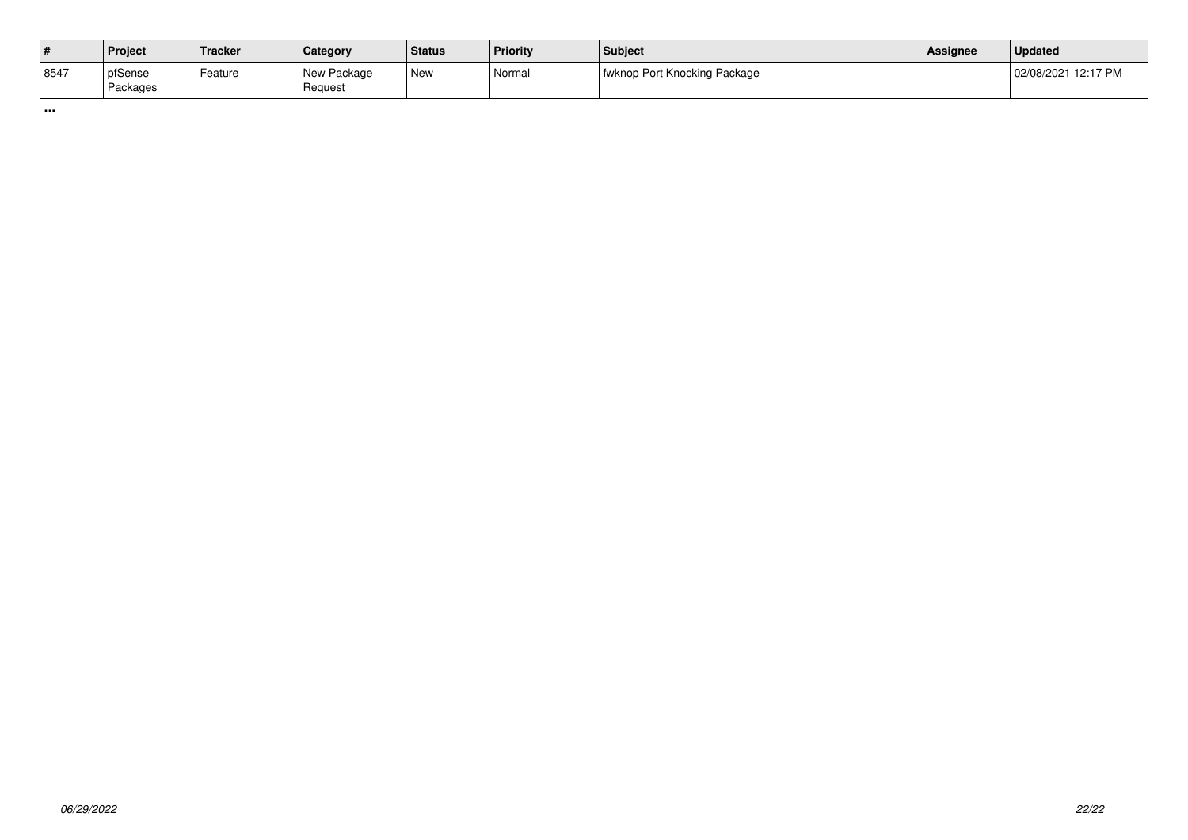| # | Project | Tracker | Category | Status | Priority | Subject | Assignee | Updated |
|---|---|---|---|---|---|---|---|---|
| 8547 | pfSense Packages | Feature | New Package Request | New | Normal | fwknop Port Knocking Package | | 02/08/2021 12:17 PM |

...